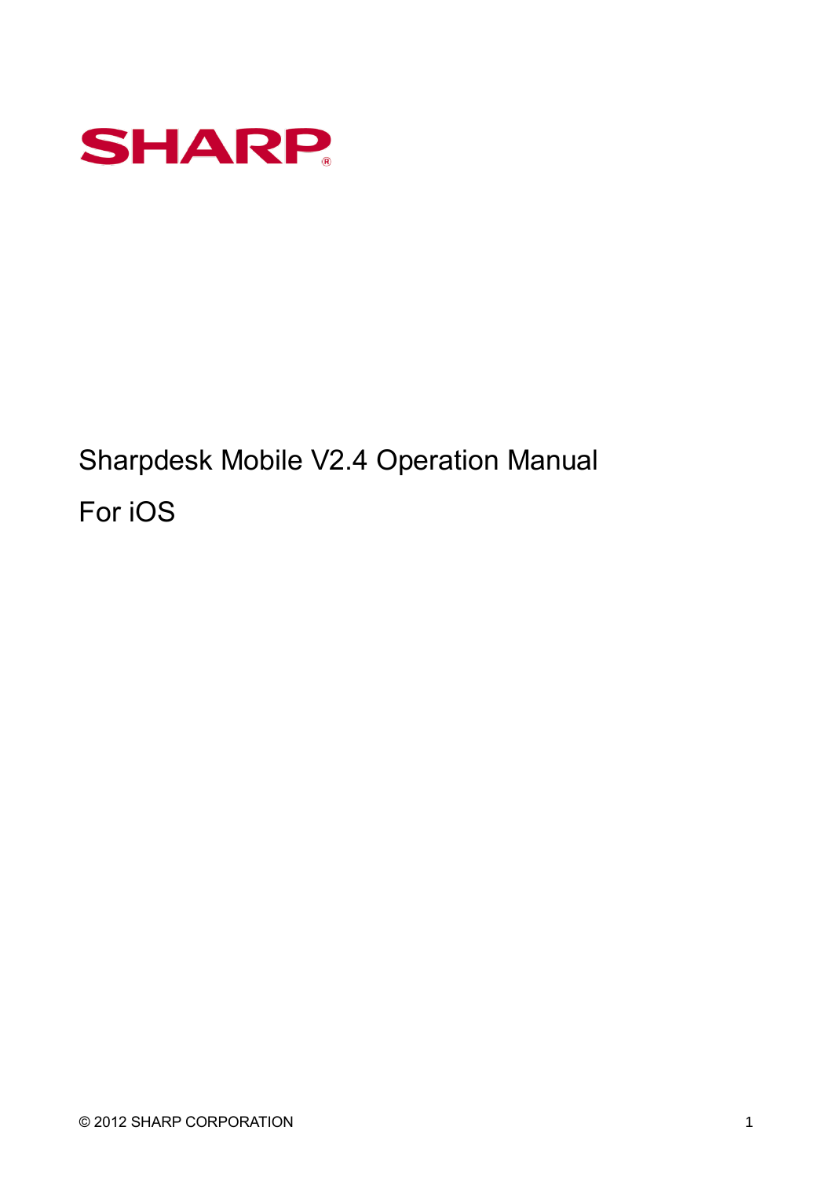SHARP®

# Sharpdesk Mobile V2.4 Operation Manual

# For iOS

© 2012 SHARP CORPORATION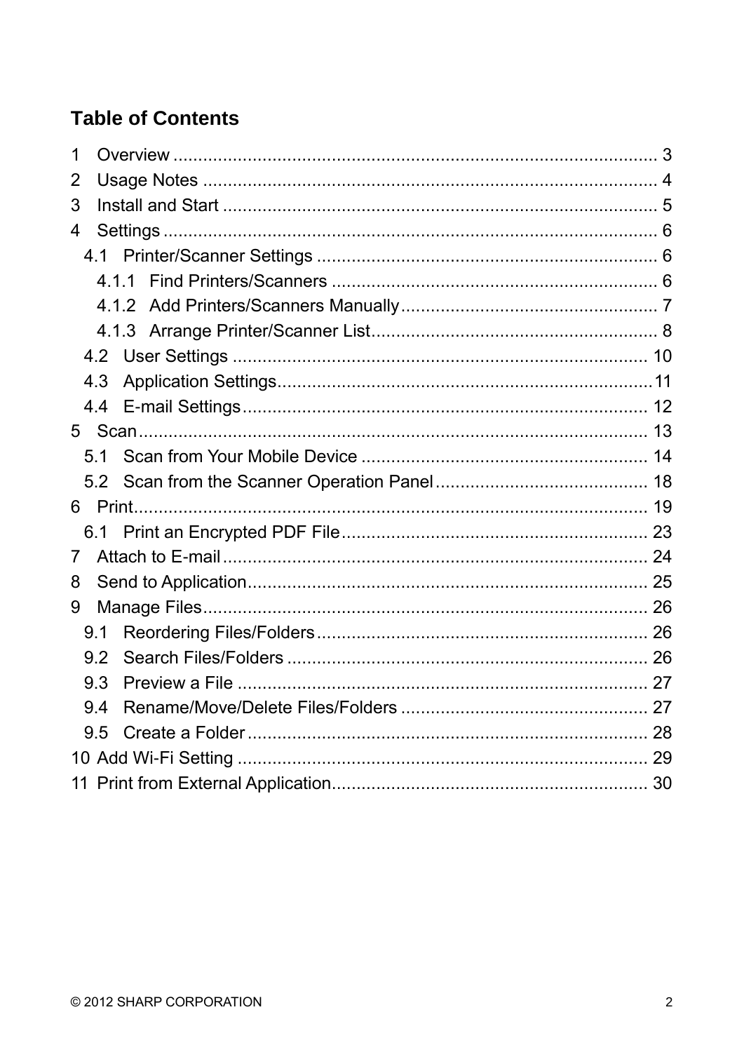# Table of Contents

1 Overview ........................................................................................ 3
2 Usage Notes ................................................................................... 4
3 Install and Start ............................................................................... 5
4 Settings ........................................................................................... 6
  4.1 Printer/Scanner Settings ............................................................ 6
    4.1.1 Find Printers/Scanners ........................................................ 6
    4.1.2 Add Printers/Scanners Manually.......................................... 7
    4.1.3 Arrange Printer/Scanner List................................................ 8
  4.2 User Settings ........................................................................... 10
  4.3 Application Settings.................................................................. 11
  4.4 E-mail Settings......................................................................... 12
5 Scan.............................................................................................. 13
  5.1 Scan from Your Mobile Device ................................................. 14
  5.2 Scan from the Scanner Operation Panel .................................. 18
6 Print............................................................................................... 19
  6.1 Print an Encrypted PDF File..................................................... 23
7 Attach to E-mail ............................................................................. 24
8 Send to Application........................................................................ 25
9 Manage Files.................................................................................. 26
  9.1 Reordering Files/Folders.......................................................... 26
  9.2 Search Files/Folders ................................................................ 26
  9.3 Preview a File .......................................................................... 27
  9.4 Rename/Move/Delete Files/Folders ......................................... 27
  9.5 Create a Folder ........................................................................ 28
10 Add Wi-Fi Setting .......................................................................... 29
11 Print from External Application...................................................... 30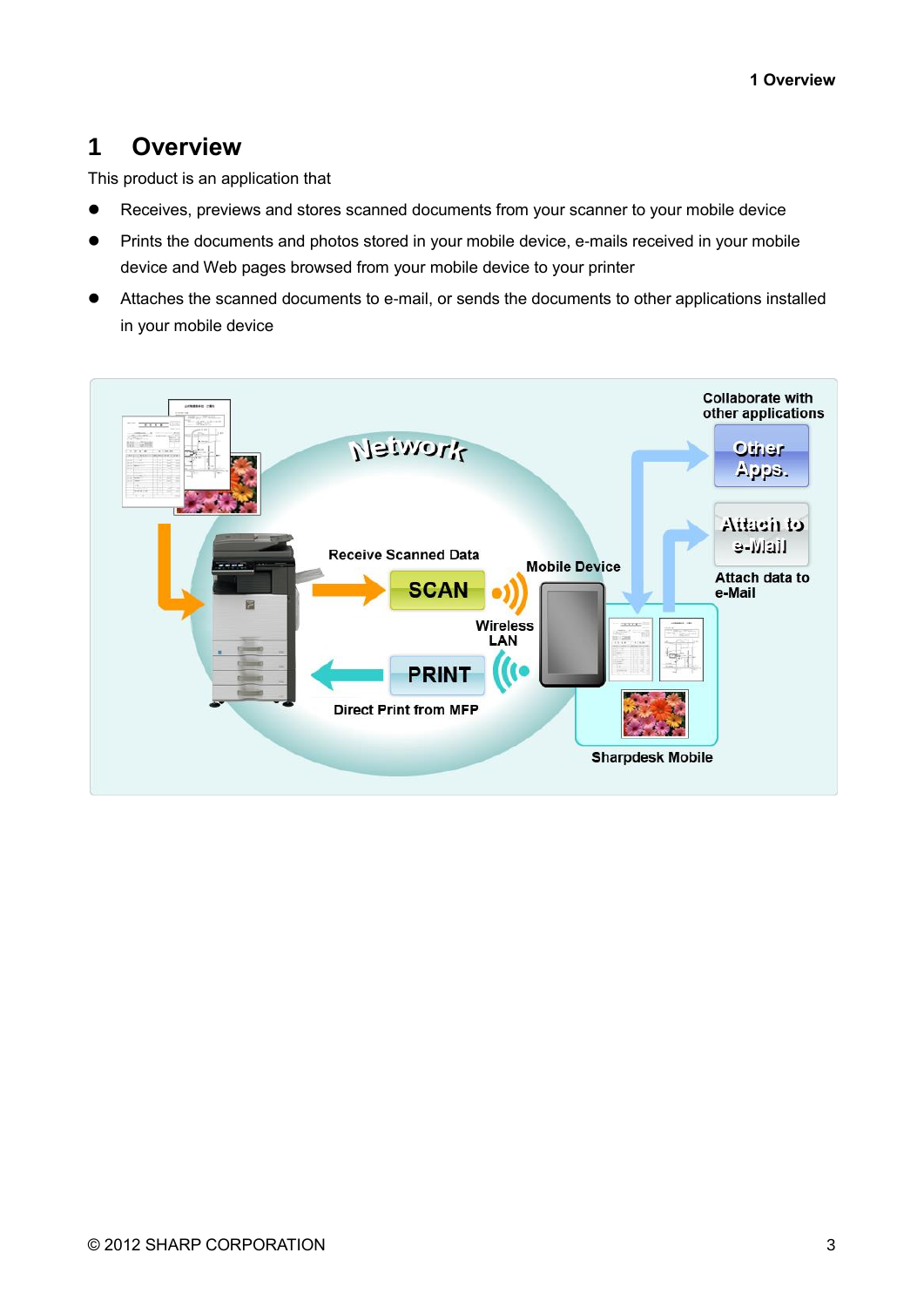# 1 Overview

This product is an application that

- Receives, previews and stores scanned documents from your scanner to your mobile device
- Prints the documents and photos stored in your mobile device, e-mails received in your mobile device and Web pages browsed from your mobile device to your printer
- Attaches the scanned documents to e-mail, or sends the documents to other applications installed in your mobile device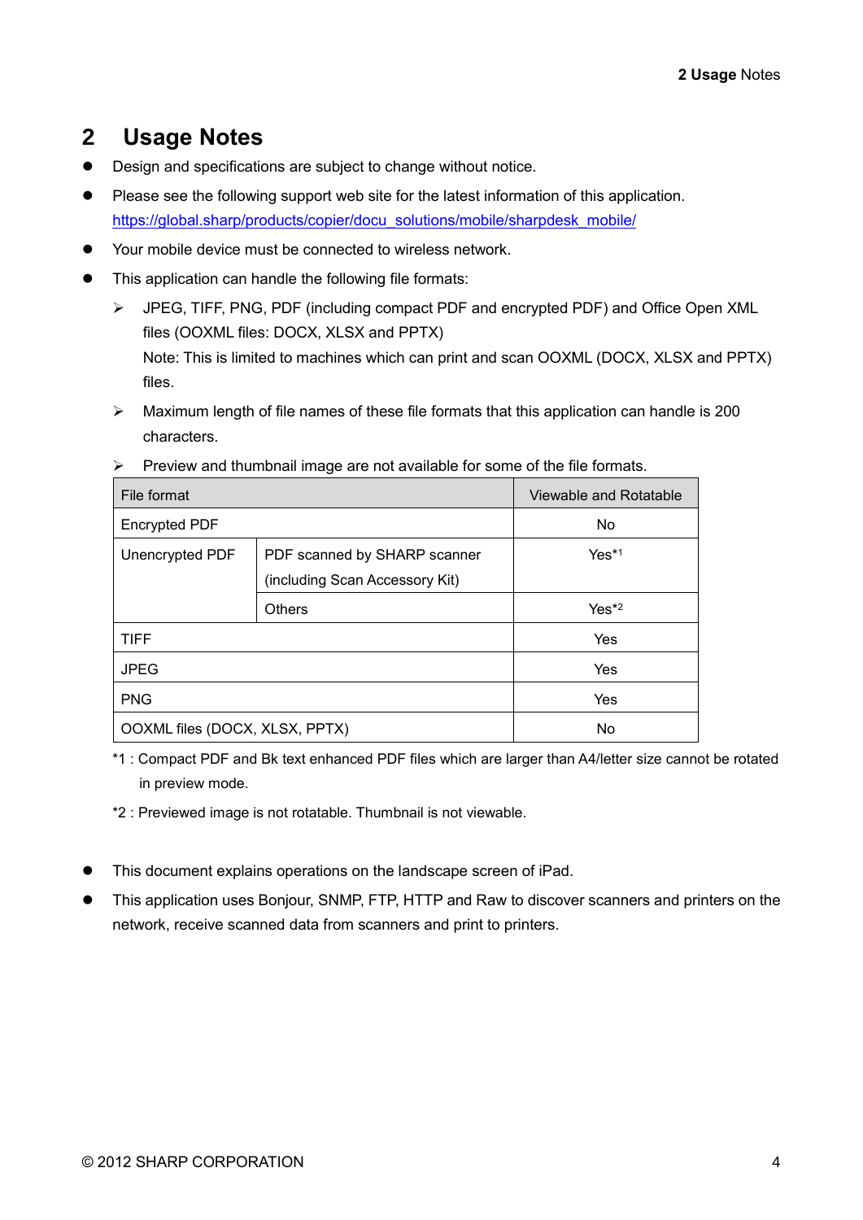# 2 Usage Notes

- Design and specifications are subject to change without notice.
- Please see the following support web site for the latest information of this application.
  https://global.sharp/products/copier/docu_solutions/mobile/sharpdesk_mobile/
- Your mobile device must be connected to wireless network.
- This application can handle the following file formats:
  - JPEG, TIFF, PNG, PDF (including compact PDF and encrypted PDF) and Office Open XML files (OOXML files: DOCX, XLSX and PPTX)
    Note: This is limited to machines which can print and scan OOXML (DOCX, XLSX and PPTX) files.
  - Maximum length of file names of these file formats that this application can handle is 200 characters.
  - Preview and thumbnail image are not available for some of the file formats.

| File format | | Viewable and Rotatable |
|---|---|---|
| Encrypted PDF | | No |
| Unencrypted PDF | PDF scanned by SHARP scanner (including Scan Accessory Kit) | Yes*1 |
| | Others | Yes*2 |
| TIFF | | Yes |
| JPEG | | Yes |
| PNG | | Yes |
| OOXML files (DOCX, XLSX, PPTX) | | No |

*1 : Compact PDF and Bk text enhanced PDF files which are larger than A4/letter size cannot be rotated in preview mode.

*2 : Previewed image is not rotatable. Thumbnail is not viewable.

- This document explains operations on the landscape screen of iPad.
- This application uses Bonjour, SNMP, FTP, HTTP and Raw to discover scanners and printers on the network, receive scanned data from scanners and print to printers.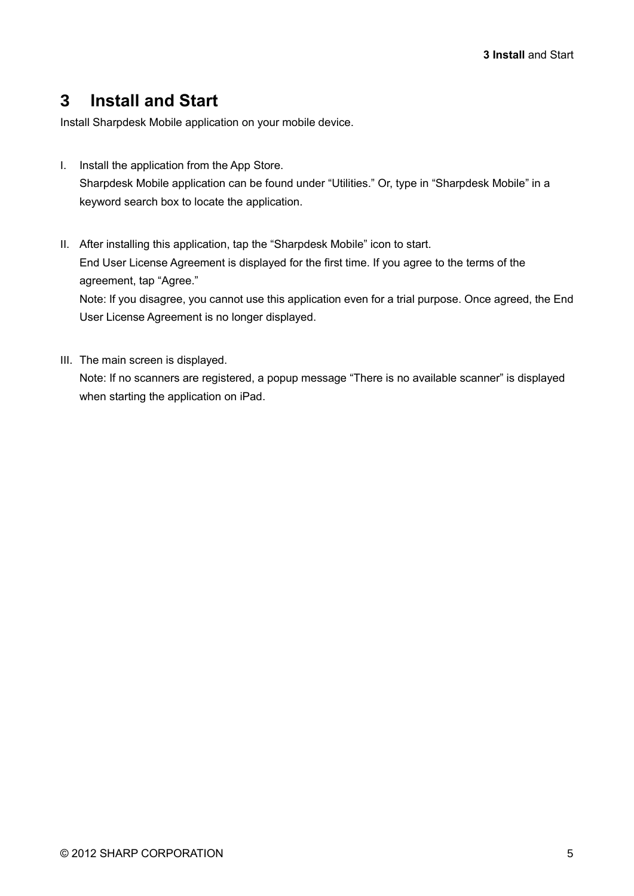# 3 Install and Start

Install Sharpdesk Mobile application on your mobile device.

I. Install the application from the App Store.
   Sharpdesk Mobile application can be found under “Utilities.” Or, type in “Sharpdesk Mobile” in a keyword search box to locate the application.

II. After installing this application, tap the “Sharpdesk Mobile” icon to start.
   End User License Agreement is displayed for the first time. If you agree to the terms of the agreement, tap “Agree.”
   Note: If you disagree, you cannot use this application even for a trial purpose. Once agreed, the End User License Agreement is no longer displayed.

III. The main screen is displayed.
   Note: If no scanners are registered, a popup message “There is no available scanner” is displayed when starting the application on iPad.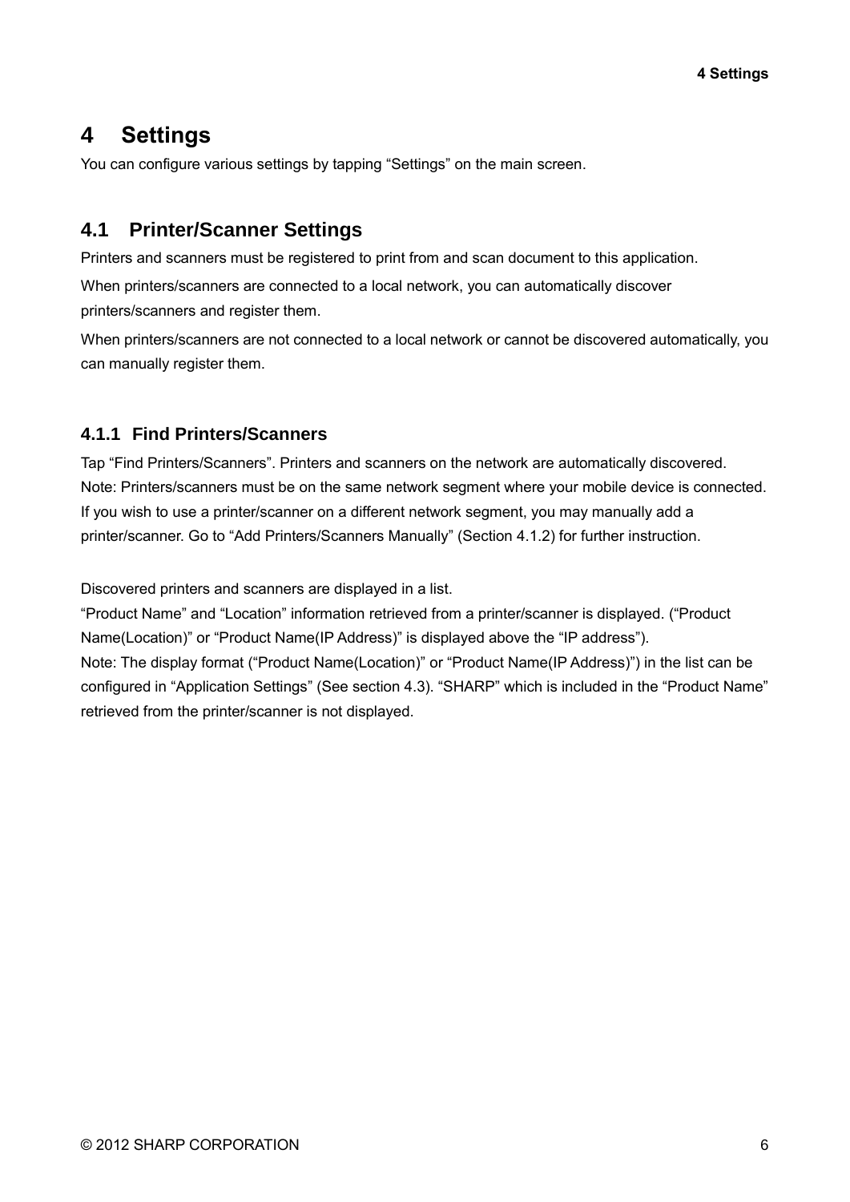# 4 Settings

You can configure various settings by tapping “Settings” on the main screen.

## 4.1 Printer/Scanner Settings

Printers and scanners must be registered to print from and scan document to this application.

When printers/scanners are connected to a local network, you can automatically discover printers/scanners and register them.

When printers/scanners are not connected to a local network or cannot be discovered automatically, you can manually register them.

### 4.1.1 Find Printers/Scanners

Tap “Find Printers/Scanners”. Printers and scanners on the network are automatically discovered.
Note: Printers/scanners must be on the same network segment where your mobile device is connected. If you wish to use a printer/scanner on a different network segment, you may manually add a printer/scanner. Go to “Add Printers/Scanners Manually” (Section 4.1.2) for further instruction.

Discovered printers and scanners are displayed in a list.
“Product Name” and “Location” information retrieved from a printer/scanner is displayed. (“Product Name(Location)” or “Product Name(IP Address)” is displayed above the “IP address”).
Note: The display format (“Product Name(Location)” or “Product Name(IP Address)”) in the list can be configured in “Application Settings” (See section 4.3). “SHARP” which is included in the “Product Name” retrieved from the printer/scanner is not displayed.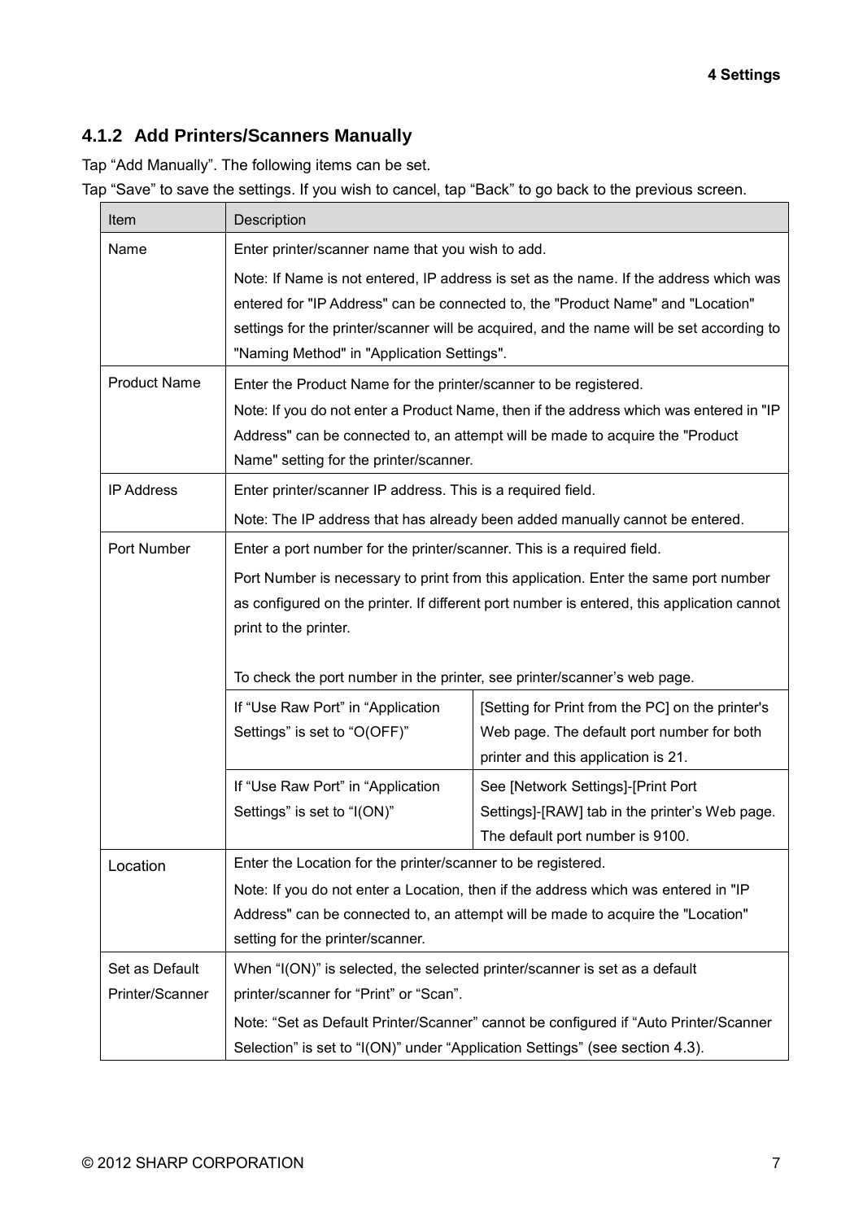### 4.1.2 Add Printers/Scanners Manually

Tap “Add Manually”. The following items can be set.

Tap “Save” to save the settings. If you wish to cancel, tap “Back” to go back to the previous screen.

| Item | Description | |
|---|---|---|
| Name | Enter printer/scanner name that you wish to add.<br>Note: If Name is not entered, IP address is set as the name. If the address which was entered for "IP Address" can be connected to, the "Product Name" and "Location" settings for the printer/scanner will be acquired, and the name will be set according to "Naming Method" in "Application Settings". | |
| Product Name | Enter the Product Name for the printer/scanner to be registered.<br>Note: If you do not enter a Product Name, then if the address which was entered in "IP Address" can be connected to, an attempt will be made to acquire the "Product Name" setting for the printer/scanner. | |
| IP Address | Enter printer/scanner IP address. This is a required field.<br>Note: The IP address that has already been added manually cannot be entered. | |
| Port Number | Enter a port number for the printer/scanner. This is a required field.<br>Port Number is necessary to print from this application. Enter the same port number as configured on the printer. If different port number is entered, this application cannot print to the printer.<br><br>To check the port number in the printer, see printer/scanner’s web page. | |
| | If “Use Raw Port” in “Application Settings” is set to “O(OFF)” | [Setting for Print from the PC] on the printer's Web page. The default port number for both printer and this application is 21. |
| | If “Use Raw Port” in “Application Settings” is set to “I(ON)” | See [Network Settings]-[Print Port Settings]-[RAW] tab in the printer’s Web page. The default port number is 9100. |
| Location | Enter the Location for the printer/scanner to be registered.<br>Note: If you do not enter a Location, then if the address which was entered in "IP Address" can be connected to, an attempt will be made to acquire the "Location" setting for the printer/scanner. | |
| Set as Default Printer/Scanner | When “I(ON)” is selected, the selected printer/scanner is set as a default printer/scanner for “Print” or “Scan”.<br>Note: “Set as Default Printer/Scanner” cannot be configured if “Auto Printer/Scanner Selection” is set to “I(ON)” under “Application Settings” (see section 4.3). | |

© 2012 SHARP CORPORATION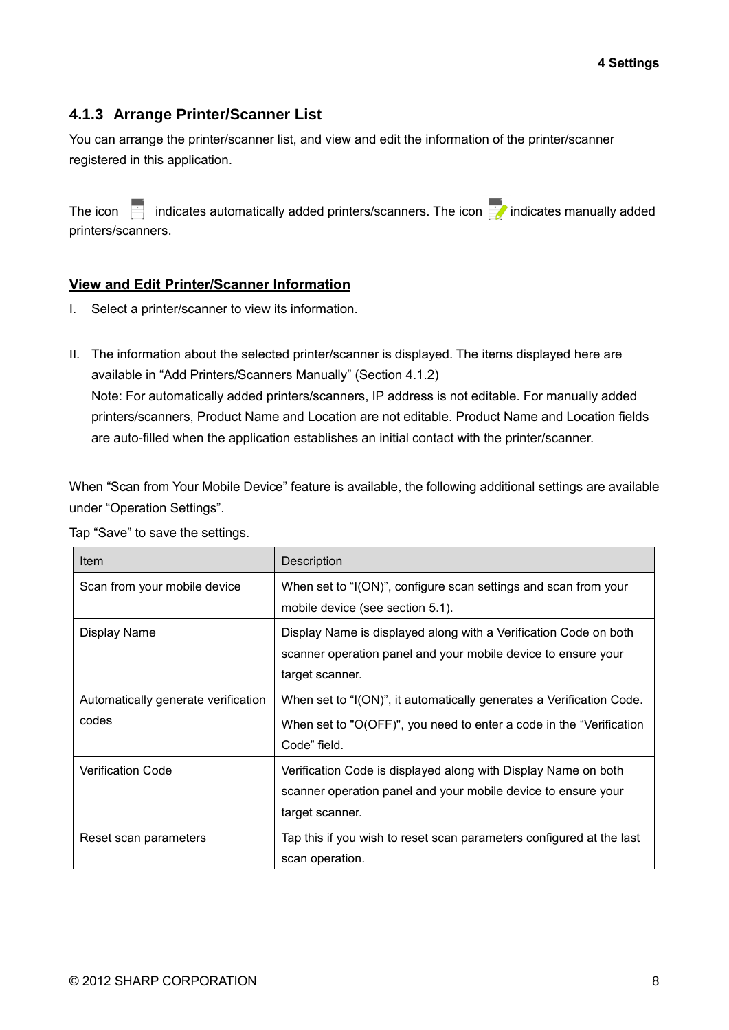### 4.1.3 Arrange Printer/Scanner List

You can arrange the printer/scanner list, and view and edit the information of the printer/scanner registered in this application.

The icon indicates automatically added printers/scanners. The icon indicates manually added printers/scanners.

**View and Edit Printer/Scanner Information**

I. Select a printer/scanner to view its information.

II. The information about the selected printer/scanner is displayed. The items displayed here are available in "Add Printers/Scanners Manually" (Section 4.1.2)
Note: For automatically added printers/scanners, IP address is not editable. For manually added printers/scanners, Product Name and Location are not editable. Product Name and Location fields are auto-filled when the application establishes an initial contact with the printer/scanner.

When "Scan from Your Mobile Device" feature is available, the following additional settings are available under "Operation Settings".

Tap "Save" to save the settings.

| Item | Description |
|---|---|
| Scan from your mobile device | When set to "I(ON)", configure scan settings and scan from your mobile device (see section 5.1). |
| Display Name | Display Name is displayed along with a Verification Code on both scanner operation panel and your mobile device to ensure your target scanner. |
| Automatically generate verification codes | When set to "I(ON)", it automatically generates a Verification Code. When set to "O(OFF)", you need to enter a code in the "Verification Code" field. |
| Verification Code | Verification Code is displayed along with Display Name on both scanner operation panel and your mobile device to ensure your target scanner. |
| Reset scan parameters | Tap this if you wish to reset scan parameters configured at the last scan operation. |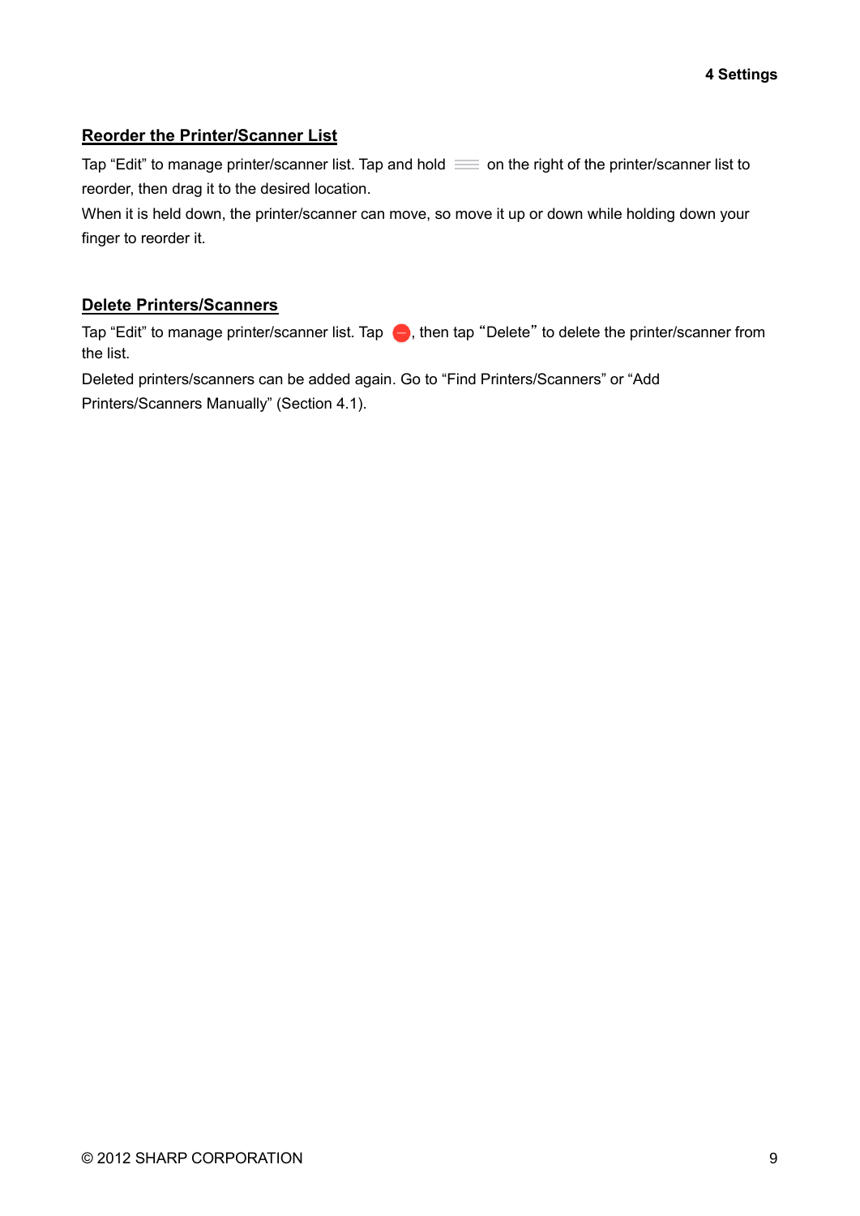## Reorder the Printer/Scanner List

Tap “Edit” to manage printer/scanner list. Tap and hold on the right of the printer/scanner list to reorder, then drag it to the desired location.

When it is held down, the printer/scanner can move, so move it up or down while holding down your finger to reorder it.

## Delete Printers/Scanners

Tap “Edit” to manage printer/scanner list. Tap , then tap “Delete” to delete the printer/scanner from the list.

Deleted printers/scanners can be added again. Go to “Find Printers/Scanners” or “Add Printers/Scanners Manually” (Section 4.1).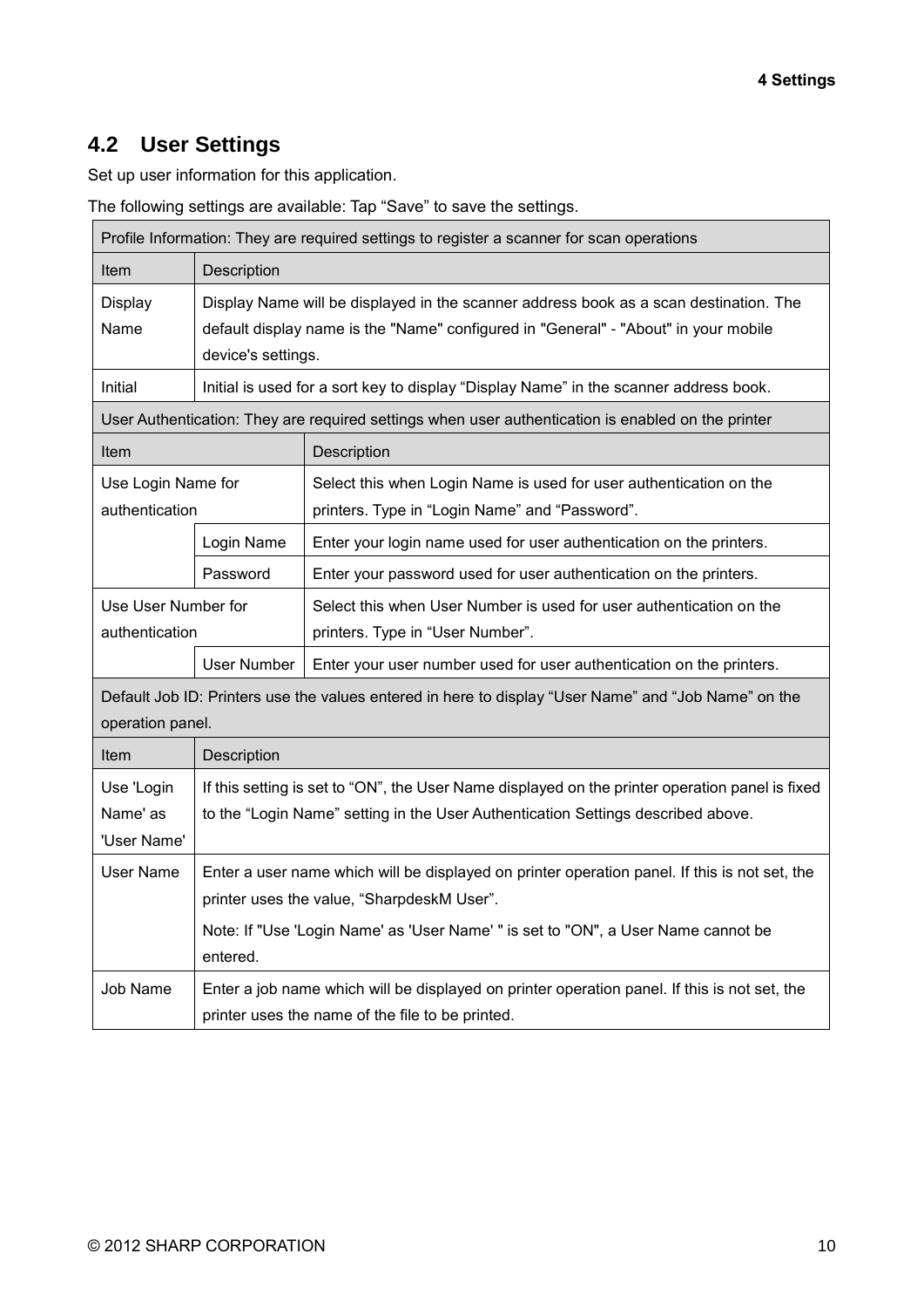## 4.2 User Settings

Set up user information for this application.

The following settings are available: Tap “Save” to save the settings.

| Profile Information: They are required settings to register a scanner for scan operations | |
|---|---|
| **Item** | **Description** |
| Display Name | Display Name will be displayed in the scanner address book as a scan destination. The default display name is the "Name" configured in "General" - "About" in your mobile device's settings. |
| Initial | Initial is used for a sort key to display “Display Name” in the scanner address book. |

| User Authentication: They are required settings when user authentication is enabled on the printer | | |
|---|---|---|
| **Item** | | **Description** |
| Use Login Name for authentication | | Select this when Login Name is used for user authentication on the printers. Type in “Login Name” and “Password”. |
| | Login Name | Enter your login name used for user authentication on the printers. |
| | Password | Enter your password used for user authentication on the printers. |
| Use User Number for authentication | | Select this when User Number is used for user authentication on the printers. Type in “User Number”. |
| | User Number | Enter your user number used for user authentication on the printers. |

| Default Job ID: Printers use the values entered in here to display “User Name” and “Job Name” on the operation panel. | |
|---|---|
| **Item** | **Description** |
| Use 'Login Name' as 'User Name' | If this setting is set to “ON”, the User Name displayed on the printer operation panel is fixed to the “Login Name” setting in the User Authentication Settings described above. |
| User Name | Enter a user name which will be displayed on printer operation panel. If this is not set, the printer uses the value, “SharpdeskM User”.<br>Note: If "Use 'Login Name' as 'User Name' " is set to "ON", a User Name cannot be entered. |
| Job Name | Enter a job name which will be displayed on printer operation panel. If this is not set, the printer uses the name of the file to be printed. |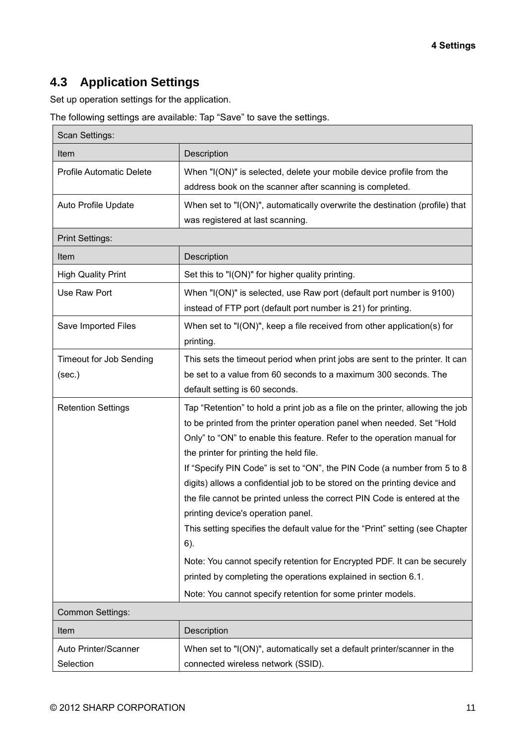## 4.3 Application Settings

Set up operation settings for the application.

The following settings are available: Tap “Save” to save the settings.

| Scan Settings: | |
|---|---|
| Item | Description |
| Profile Automatic Delete | When "I(ON)" is selected, delete your mobile device profile from the address book on the scanner after scanning is completed. |
| Auto Profile Update | When set to "I(ON)", automatically overwrite the destination (profile) that was registered at last scanning. |
| Print Settings: | |
| Item | Description |
| High Quality Print | Set this to "I(ON)" for higher quality printing. |
| Use Raw Port | When "I(ON)" is selected, use Raw port (default port number is 9100) instead of FTP port (default port number is 21) for printing. |
| Save Imported Files | When set to "I(ON)", keep a file received from other application(s) for printing. |
| Timeout for Job Sending (sec.) | This sets the timeout period when print jobs are sent to the printer. It can be set to a value from 60 seconds to a maximum 300 seconds. The default setting is 60 seconds. |
| Retention Settings | Tap “Retention” to hold a print job as a file on the printer, allowing the job to be printed from the printer operation panel when needed. Set “Hold Only” to “ON” to enable this feature. Refer to the operation manual for the printer for printing the held file.<br>If “Specify PIN Code” is set to “ON”, the PIN Code (a number from 5 to 8 digits) allows a confidential job to be stored on the printing device and the file cannot be printed unless the correct PIN Code is entered at the printing device's operation panel.<br>This setting specifies the default value for the “Print” setting (see Chapter 6).<br>Note: You cannot specify retention for Encrypted PDF. It can be securely printed by completing the operations explained in section 6.1.<br>Note: You cannot specify retention for some printer models. |
| Common Settings: | |
| Item | Description |
| Auto Printer/Scanner Selection | When set to "I(ON)", automatically set a default printer/scanner in the connected wireless network (SSID). |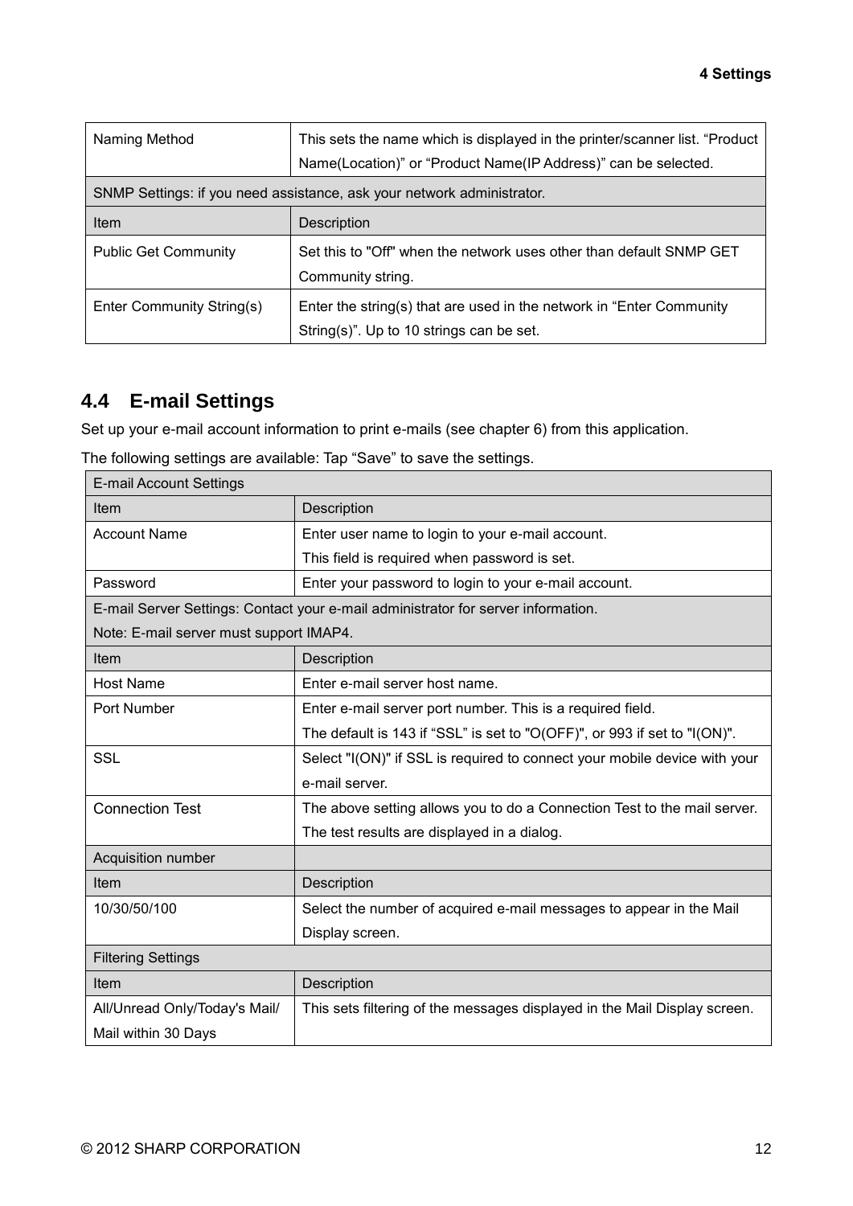| Naming Method | This sets the name which is displayed in the printer/scanner list. “Product Name(Location)” or “Product Name(IP Address)” can be selected. |
|---|---|
| SNMP Settings: if you need assistance, ask your network administrator. | |
| Item | Description |
| Public Get Community | Set this to "Off" when the network uses other than default SNMP GET Community string. |
| Enter Community String(s) | Enter the string(s) that are used in the network in “Enter Community String(s)”. Up to 10 strings can be set. |

## 4.4 E-mail Settings

Set up your e-mail account information to print e-mails (see chapter 6) from this application.

The following settings are available: Tap “Save” to save the settings.

| E-mail Account Settings | |
|---|---|
| Item | Description |
| Account Name | Enter user name to login to your e-mail account.<br>This field is required when password is set. |
| Password | Enter your password to login to your e-mail account. |
| E-mail Server Settings: Contact your e-mail administrator for server information.<br>Note: E-mail server must support IMAP4. | |
| Item | Description |
| Host Name | Enter e-mail server host name. |
| Port Number | Enter e-mail server port number. This is a required field.<br>The default is 143 if “SSL” is set to "O(OFF)", or 993 if set to "I(ON)". |
| SSL | Select "I(ON)" if SSL is required to connect your mobile device with your e-mail server. |
| Connection Test | The above setting allows you to do a Connection Test to the mail server. The test results are displayed in a dialog. |
| Acquisition number | |
| Item | Description |
| 10/30/50/100 | Select the number of acquired e-mail messages to appear in the Mail Display screen. |
| Filtering Settings | |
| Item | Description |
| All/Unread Only/Today's Mail/ Mail within 30 Days | This sets filtering of the messages displayed in the Mail Display screen. |

© 2012 SHARP CORPORATION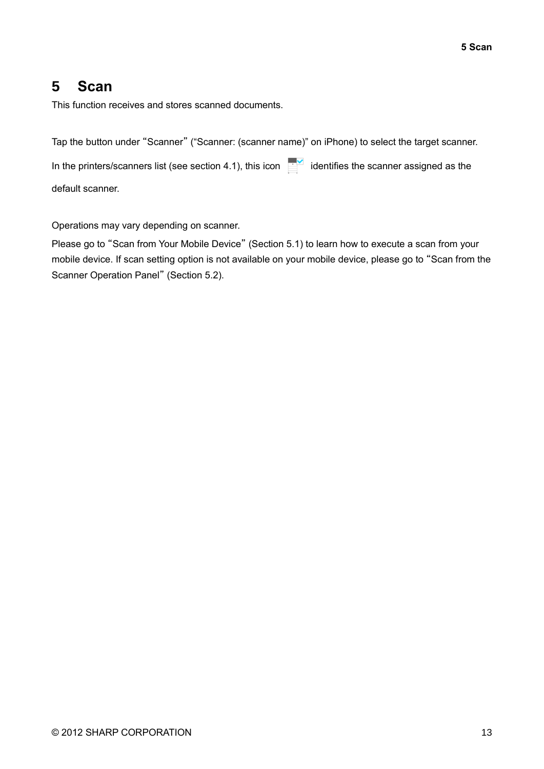# 5 Scan

This function receives and stores scanned documents.

Tap the button under "Scanner" ("Scanner: (scanner name)" on iPhone) to select the target scanner.

In the printers/scanners list (see section 4.1), this icon identifies the scanner assigned as the default scanner.

Operations may vary depending on scanner.

Please go to "Scan from Your Mobile Device" (Section 5.1) to learn how to execute a scan from your mobile device. If scan setting option is not available on your mobile device, please go to "Scan from the Scanner Operation Panel" (Section 5.2).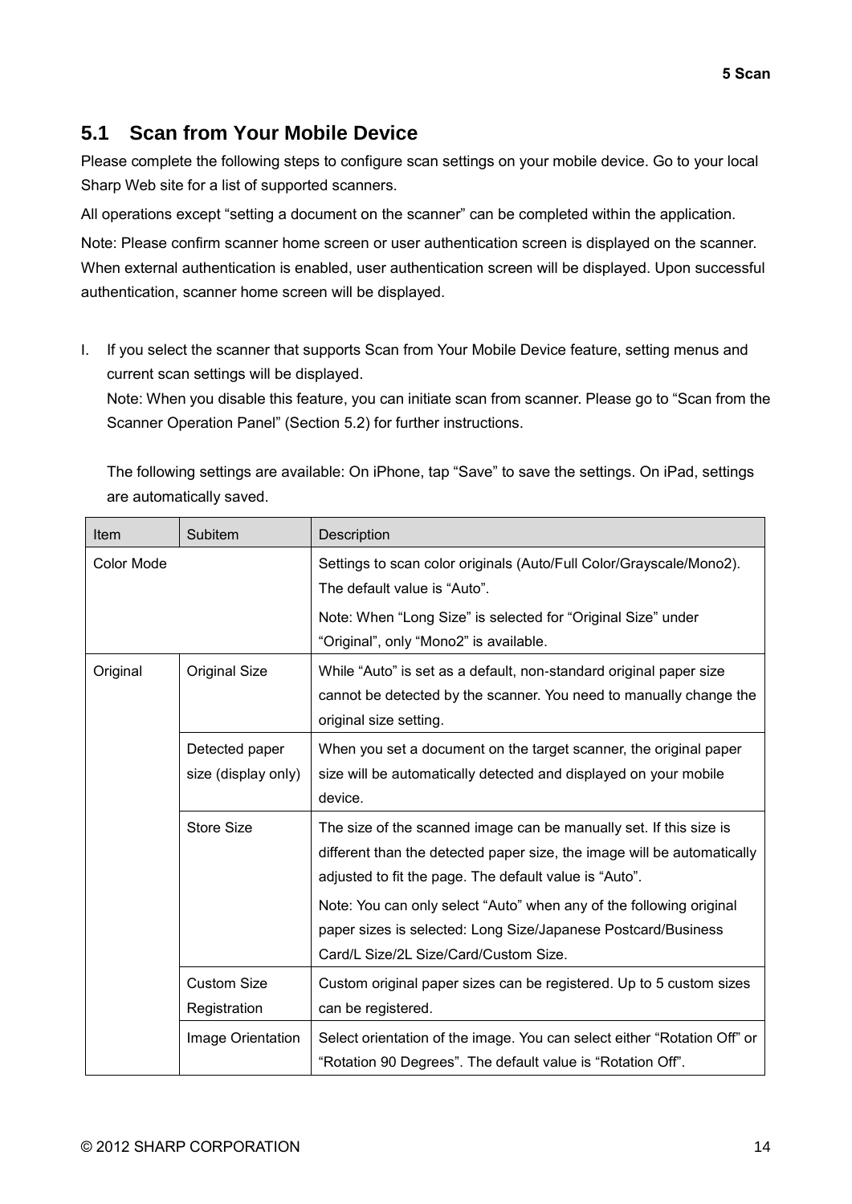## 5.1 Scan from Your Mobile Device

Please complete the following steps to configure scan settings on your mobile device. Go to your local Sharp Web site for a list of supported scanners.

All operations except “setting a document on the scanner” can be completed within the application.

Note: Please confirm scanner home screen or user authentication screen is displayed on the scanner. When external authentication is enabled, user authentication screen will be displayed. Upon successful authentication, scanner home screen will be displayed.

I. If you select the scanner that supports Scan from Your Mobile Device feature, setting menus and current scan settings will be displayed.
   Note: When you disable this feature, you can initiate scan from scanner. Please go to “Scan from the Scanner Operation Panel” (Section 5.2) for further instructions.

   The following settings are available: On iPhone, tap “Save” to save the settings. On iPad, settings are automatically saved.

| Item | Subitem | Description |
|---|---|---|
| Color Mode | | Settings to scan color originals (Auto/Full Color/Grayscale/Mono2). The default value is “Auto”.<br>Note: When “Long Size” is selected for “Original Size” under “Original”, only “Mono2” is available. |
| Original | Original Size | While “Auto” is set as a default, non-standard original paper size cannot be detected by the scanner. You need to manually change the original size setting. |
| | Detected paper size (display only) | When you set a document on the target scanner, the original paper size will be automatically detected and displayed on your mobile device. |
| | Store Size | The size of the scanned image can be manually set. If this size is different than the detected paper size, the image will be automatically adjusted to fit the page. The default value is “Auto”.<br>Note: You can only select “Auto” when any of the following original paper sizes is selected: Long Size/Japanese Postcard/Business Card/L Size/2L Size/Card/Custom Size. |
| | Custom Size Registration | Custom original paper sizes can be registered. Up to 5 custom sizes can be registered. |
| | Image Orientation | Select orientation of the image. You can select either “Rotation Off” or “Rotation 90 Degrees”. The default value is “Rotation Off”. |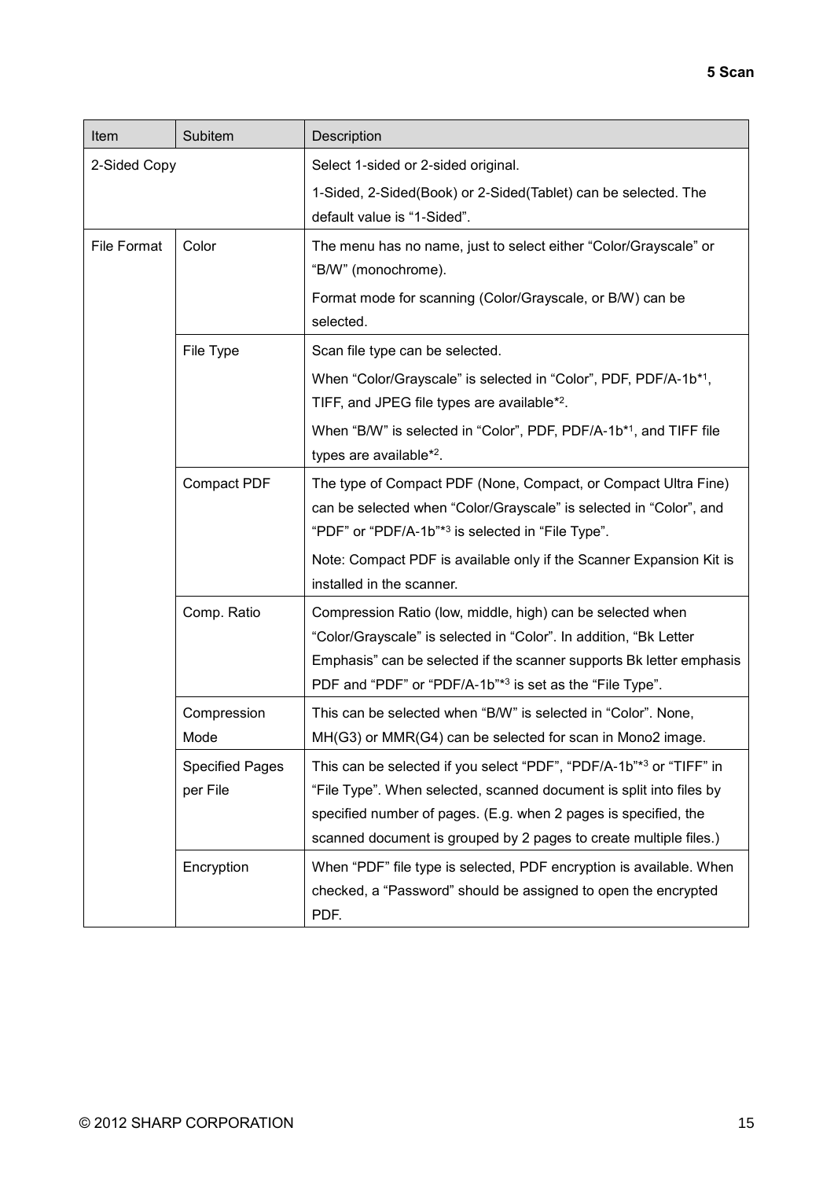| Item | Subitem | Description |
| --- | --- | --- |
| 2-Sided Copy | | Select 1-sided or 2-sided original.<br>1-Sided, 2-Sided(Book) or 2-Sided(Tablet) can be selected. The default value is “1-Sided”. |
| File Format | Color | The menu has no name, just to select either “Color/Grayscale” or “B/W” (monochrome).<br>Format mode for scanning (Color/Grayscale, or B/W) can be selected. |
| | File Type | Scan file type can be selected.<br>When “Color/Grayscale” is selected in “Color”, PDF, PDF/A-1b*[1], TIFF, and JPEG file types are available*[2].<br>When “B/W” is selected in “Color”, PDF, PDF/A-1b*[1], and TIFF file types are available*[2]. |
| | Compact PDF | The type of Compact PDF (None, Compact, or Compact Ultra Fine) can be selected when “Color/Grayscale” is selected in “Color”, and “PDF” or “PDF/A-1b”*[3] is selected in “File Type”.<br>Note: Compact PDF is available only if the Scanner Expansion Kit is installed in the scanner. |
| | Comp. Ratio | Compression Ratio (low, middle, high) can be selected when “Color/Grayscale” is selected in “Color”. In addition, “Bk Letter Emphasis” can be selected if the scanner supports Bk letter emphasis PDF and “PDF” or “PDF/A-1b”*[3] is set as the “File Type”. |
| | Compression Mode | This can be selected when “B/W” is selected in “Color”. None, MH(G3) or MMR(G4) can be selected for scan in Mono2 image. |
| | Specified Pages per File | This can be selected if you select “PDF”, “PDF/A-1b”*[3] or “TIFF” in “File Type”. When selected, scanned document is split into files by specified number of pages. (E.g. when 2 pages is specified, the scanned document is grouped by 2 pages to create multiple files.) |
| | Encryption | When “PDF” file type is selected, PDF encryption is available. When checked, a “Password” should be assigned to open the encrypted PDF. |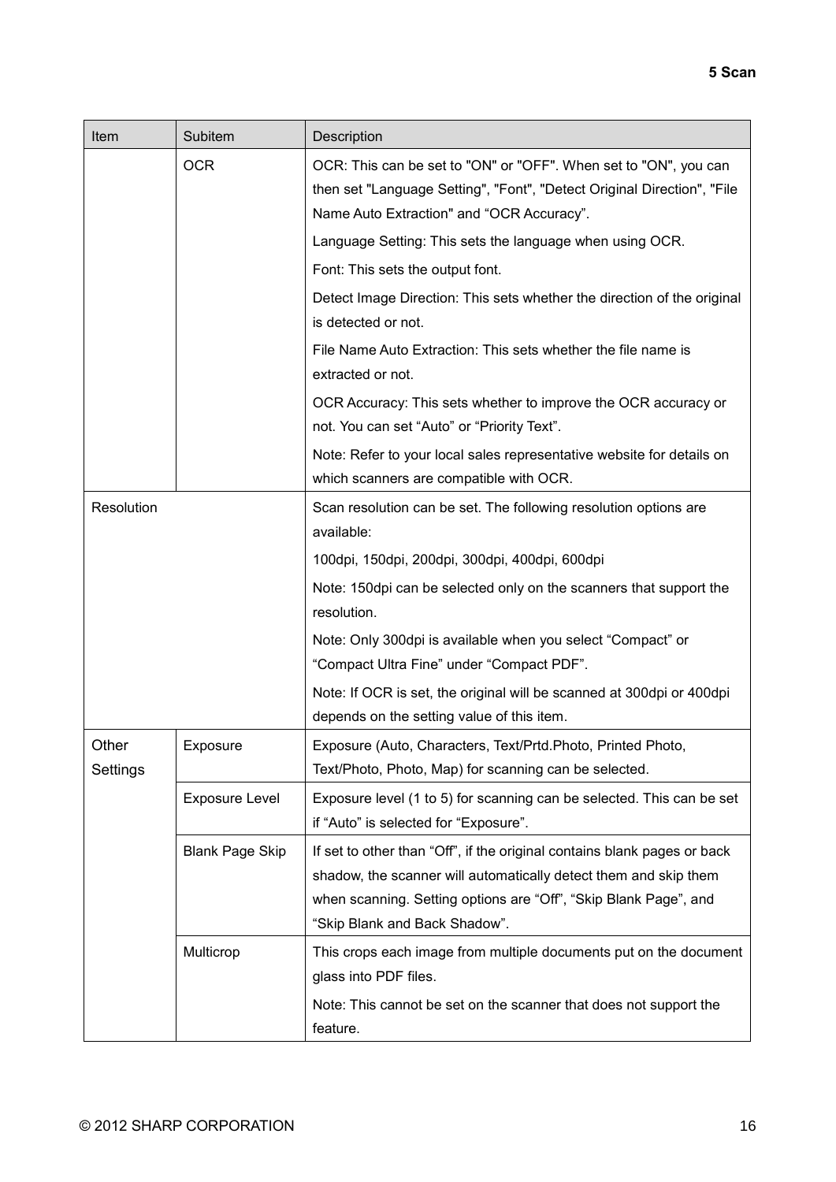| Item | Subitem | Description |
|---|---|---|
| | OCR | OCR: This can be set to "ON" or "OFF". When set to "ON", you can then set "Language Setting", "Font", "Detect Original Direction", "File Name Auto Extraction" and “OCR Accuracy”.<br>Language Setting: This sets the language when using OCR.<br>Font: This sets the output font.<br>Detect Image Direction: This sets whether the direction of the original is detected or not.<br>File Name Auto Extraction: This sets whether the file name is extracted or not.<br>OCR Accuracy: This sets whether to improve the OCR accuracy or not. You can set “Auto” or “Priority Text”.<br>Note: Refer to your local sales representative website for details on which scanners are compatible with OCR. |
| Resolution | | Scan resolution can be set. The following resolution options are available:<br>100dpi, 150dpi, 200dpi, 300dpi, 400dpi, 600dpi<br>Note: 150dpi can be selected only on the scanners that support the resolution.<br>Note: Only 300dpi is available when you select “Compact” or “Compact Ultra Fine” under “Compact PDF”.<br>Note: If OCR is set, the original will be scanned at 300dpi or 400dpi depends on the setting value of this item. |
| Other Settings | Exposure | Exposure (Auto, Characters, Text/Prtd.Photo, Printed Photo, Text/Photo, Photo, Map) for scanning can be selected. |
| | Exposure Level | Exposure level (1 to 5) for scanning can be selected. This can be set if “Auto” is selected for “Exposure”. |
| | Blank Page Skip | If set to other than “Off”, if the original contains blank pages or back shadow, the scanner will automatically detect them and skip them when scanning. Setting options are “Off”, “Skip Blank Page”, and “Skip Blank and Back Shadow”. |
| | Multicrop | This crops each image from multiple documents put on the document glass into PDF files.<br>Note: This cannot be set on the scanner that does not support the feature. |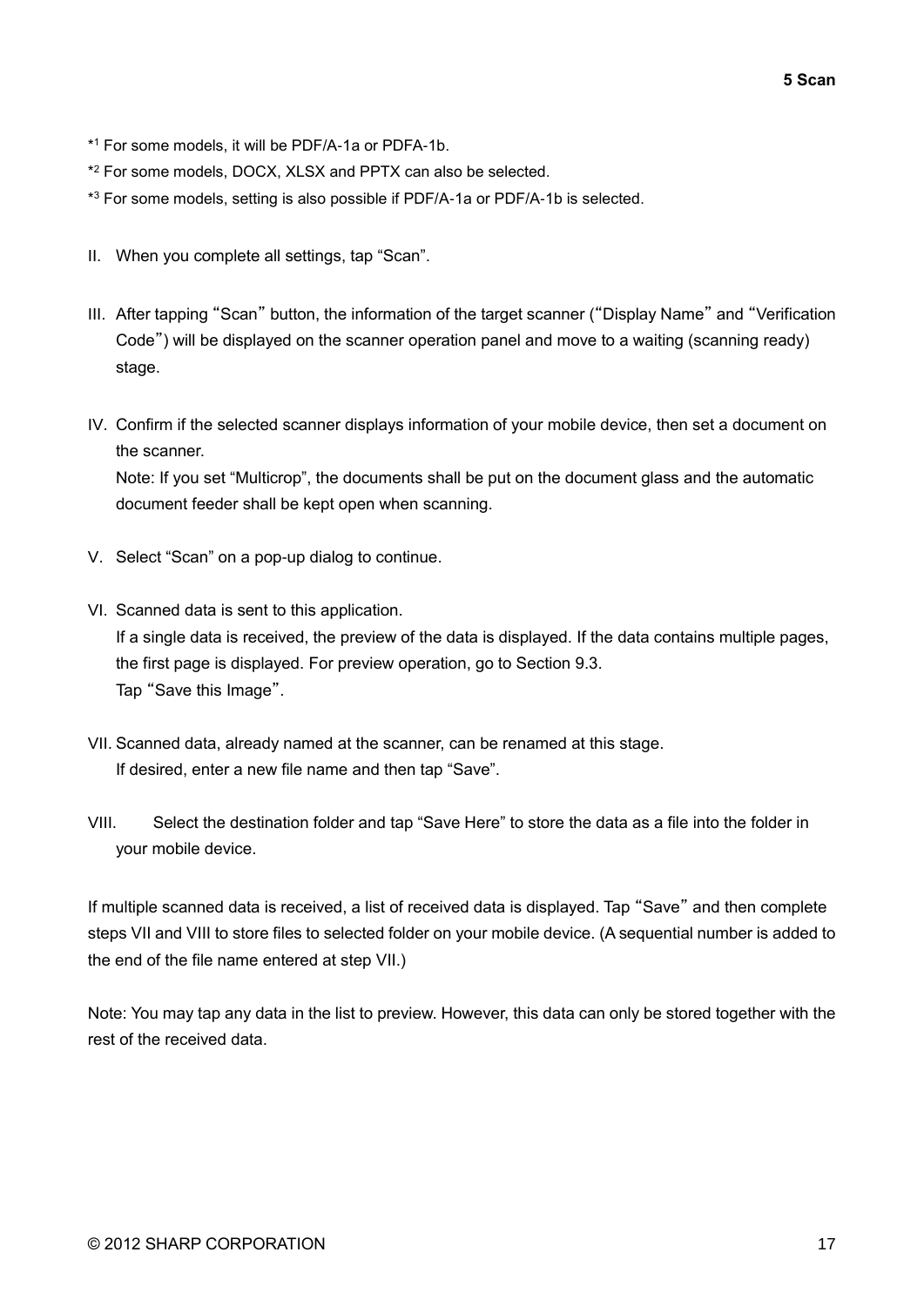*[1] For some models, it will be PDF/A-1a or PDFA-1b.

*[2] For some models, DOCX, XLSX and PPTX can also be selected.

*[3] For some models, setting is also possible if PDF/A-1a or PDF/A-1b is selected.

II. When you complete all settings, tap “Scan”.

III. After tapping “Scan” button, the information of the target scanner (“Display Name” and “Verification Code”) will be displayed on the scanner operation panel and move to a waiting (scanning ready) stage.

IV. Confirm if the selected scanner displays information of your mobile device, then set a document on the scanner.
Note: If you set “Multicrop”, the documents shall be put on the document glass and the automatic document feeder shall be kept open when scanning.

V. Select “Scan” on a pop-up dialog to continue.

VI. Scanned data is sent to this application.
If a single data is received, the preview of the data is displayed. If the data contains multiple pages, the first page is displayed. For preview operation, go to Section 9.3.
Tap “Save this Image”.

VII. Scanned data, already named at the scanner, can be renamed at this stage.
If desired, enter a new file name and then tap “Save”.

VIII. Select the destination folder and tap “Save Here” to store the data as a file into the folder in your mobile device.

If multiple scanned data is received, a list of received data is displayed. Tap “Save” and then complete steps VII and VIII to store files to selected folder on your mobile device. (A sequential number is added to the end of the file name entered at step VII.)

Note: You may tap any data in the list to preview. However, this data can only be stored together with the rest of the received data.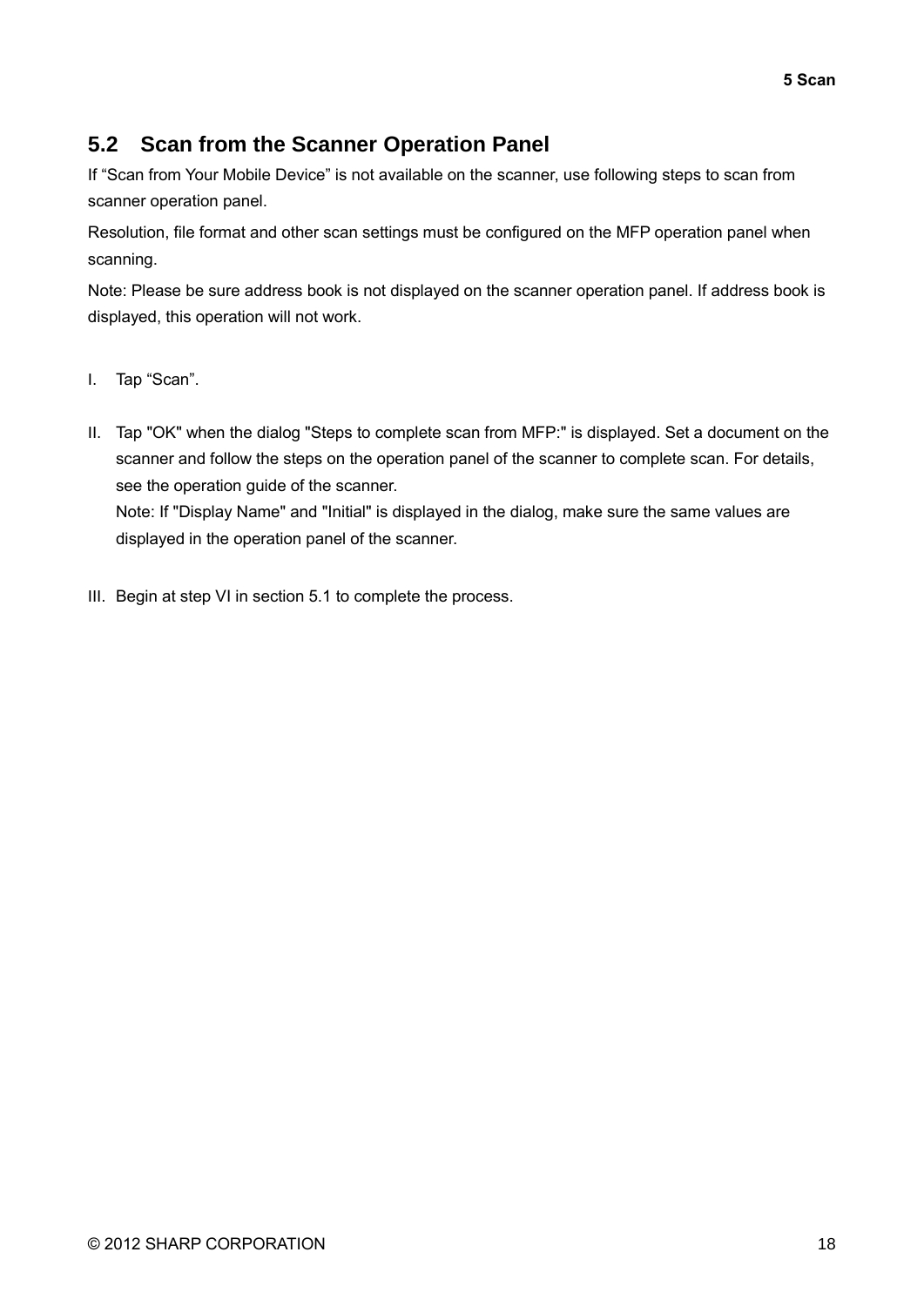## 5.2 Scan from the Scanner Operation Panel

If “Scan from Your Mobile Device” is not available on the scanner, use following steps to scan from scanner operation panel.

Resolution, file format and other scan settings must be configured on the MFP operation panel when scanning.

Note: Please be sure address book is not displayed on the scanner operation panel. If address book is displayed, this operation will not work.

I. Tap “Scan”.

II. Tap "OK" when the dialog "Steps to complete scan from MFP:" is displayed. Set a document on the scanner and follow the steps on the operation panel of the scanner to complete scan. For details, see the operation guide of the scanner.
Note: If "Display Name" and "Initial" is displayed in the dialog, make sure the same values are displayed in the operation panel of the scanner.

III. Begin at step VI in section 5.1 to complete the process.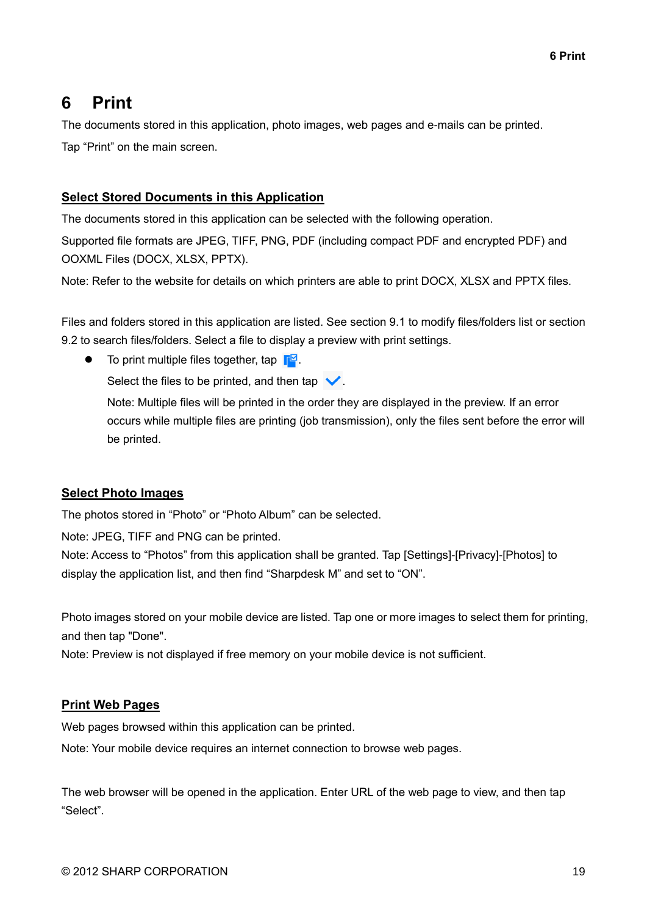# 6 Print

The documents stored in this application, photo images, web pages and e-mails can be printed.

Tap “Print” on the main screen.

## Select Stored Documents in this Application

The documents stored in this application can be selected with the following operation.

Supported file formats are JPEG, TIFF, PNG, PDF (including compact PDF and encrypted PDF) and OOXML Files (DOCX, XLSX, PPTX).

Note: Refer to the website for details on which printers are able to print DOCX, XLSX and PPTX files.

Files and folders stored in this application are listed. See section 9.1 to modify files/folders list or section 9.2 to search files/folders. Select a file to display a preview with print settings.

- To print multiple files together, tap .

  Select the files to be printed, and then tap .

  Note: Multiple files will be printed in the order they are displayed in the preview. If an error occurs while multiple files are printing (job transmission), only the files sent before the error will be printed.

## Select Photo Images

The photos stored in “Photo” or “Photo Album” can be selected.

Note: JPEG, TIFF and PNG can be printed.

Note: Access to “Photos” from this application shall be granted. Tap [Settings]-[Privacy]-[Photos] to display the application list, and then find “Sharpdesk M” and set to “ON”.

Photo images stored on your mobile device are listed. Tap one or more images to select them for printing, and then tap "Done".

Note: Preview is not displayed if free memory on your mobile device is not sufficient.

## Print Web Pages

Web pages browsed within this application can be printed.

Note: Your mobile device requires an internet connection to browse web pages.

The web browser will be opened in the application. Enter URL of the web page to view, and then tap “Select”.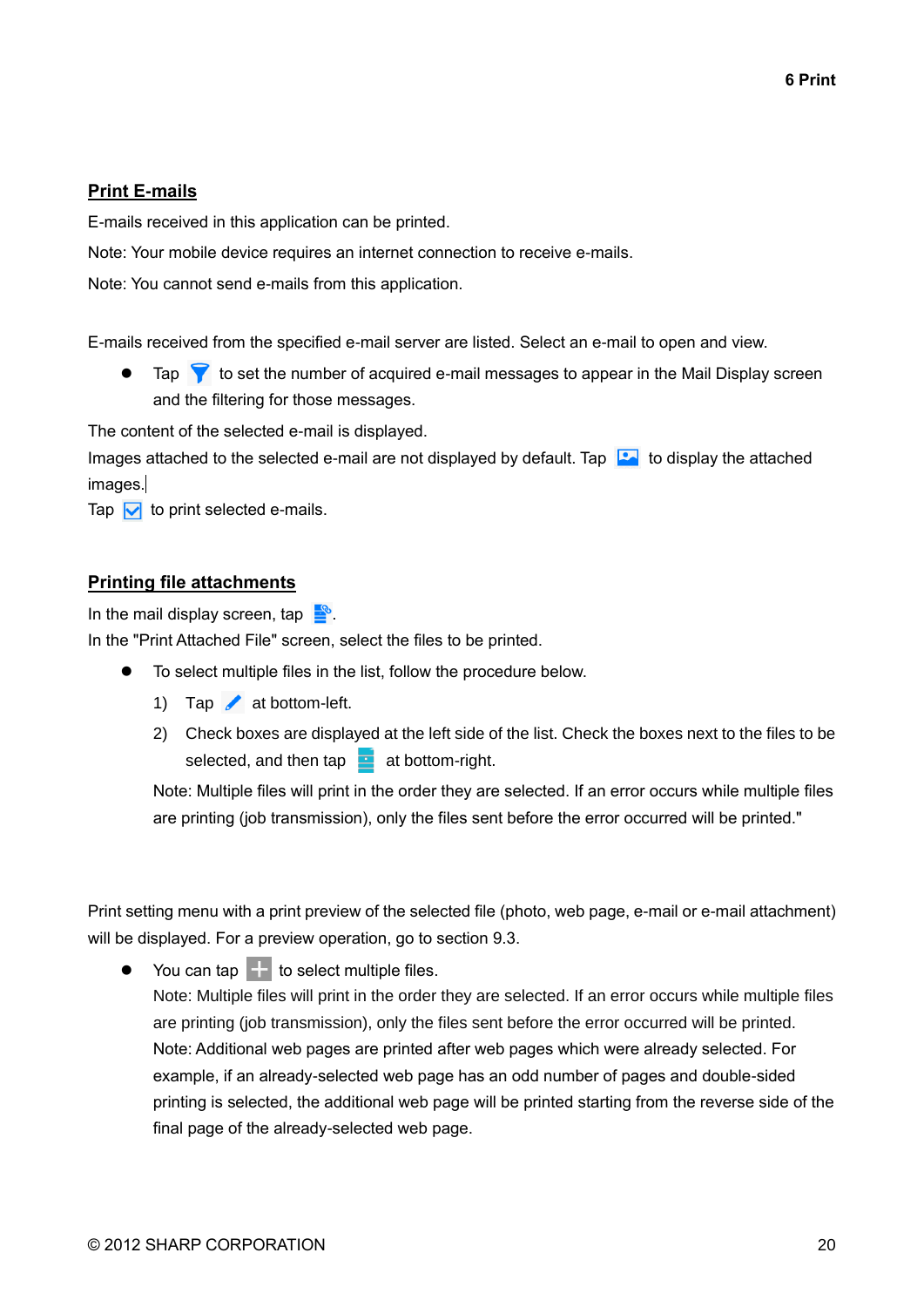## Print E-mails

E-mails received in this application can be printed.

Note: Your mobile device requires an internet connection to receive e-mails.

Note: You cannot send e-mails from this application.

E-mails received from the specified e-mail server are listed. Select an e-mail to open and view.

- Tap to set the number of acquired e-mail messages to appear in the Mail Display screen and the filtering for those messages.

The content of the selected e-mail is displayed.
Images attached to the selected e-mail are not displayed by default. Tap to display the attached images.
Tap to print selected e-mails.

## Printing file attachments

In the mail display screen, tap .
In the "Print Attached File" screen, select the files to be printed.

- To select multiple files in the list, follow the procedure below.
  1) Tap at bottom-left.
  2) Check boxes are displayed at the left side of the list. Check the boxes next to the files to be selected, and then tap at bottom-right.

  Note: Multiple files will print in the order they are selected. If an error occurs while multiple files are printing (job transmission), only the files sent before the error occurred will be printed."

Print setting menu with a print preview of the selected file (photo, web page, e-mail or e-mail attachment) will be displayed. For a preview operation, go to section 9.3.

- You can tap to select multiple files.
  Note: Multiple files will print in the order they are selected. If an error occurs while multiple files are printing (job transmission), only the files sent before the error occurred will be printed.
  Note: Additional web pages are printed after web pages which were already selected. For example, if an already-selected web page has an odd number of pages and double-sided printing is selected, the additional web page will be printed starting from the reverse side of the final page of the already-selected web page.

© 2012 SHARP CORPORATION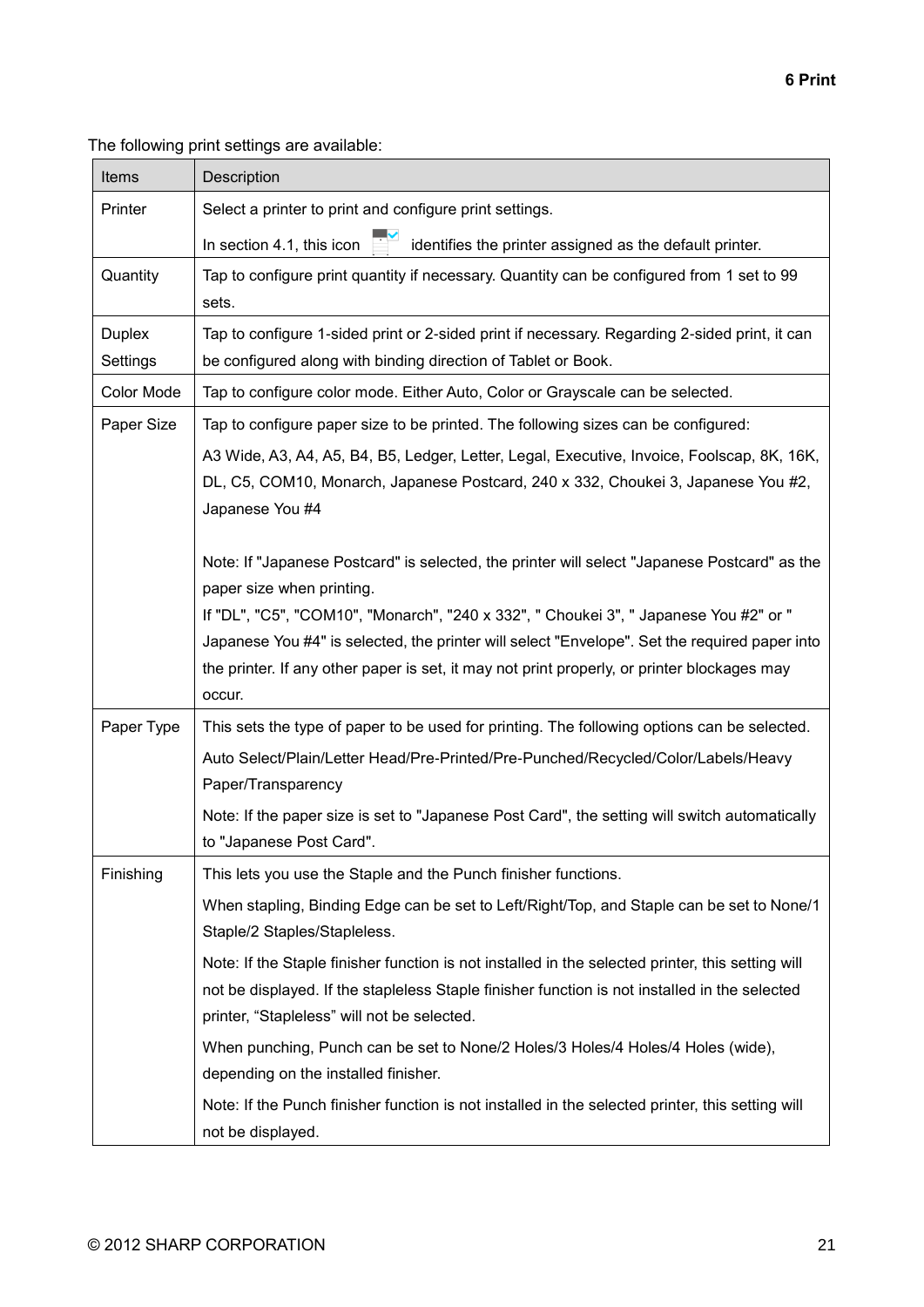The following print settings are available:

| Items | Description |
|---|---|
| Printer | Select a printer to print and configure print settings.<br>In section 4.1, this icon identifies the printer assigned as the default printer. |
| Quantity | Tap to configure print quantity if necessary. Quantity can be configured from 1 set to 99 sets. |
| Duplex Settings | Tap to configure 1-sided print or 2-sided print if necessary. Regarding 2-sided print, it can be configured along with binding direction of Tablet or Book. |
| Color Mode | Tap to configure color mode. Either Auto, Color or Grayscale can be selected. |
| Paper Size | Tap to configure paper size to be printed. The following sizes can be configured:<br>A3 Wide, A3, A4, A5, B4, B5, Ledger, Letter, Legal, Executive, Invoice, Foolscap, 8K, 16K, DL, C5, COM10, Monarch, Japanese Postcard, 240 x 332, Choukei 3, Japanese You #2, Japanese You #4<br><br>Note: If "Japanese Postcard" is selected, the printer will select "Japanese Postcard" as the paper size when printing.<br>If "DL", "C5", "COM10", "Monarch", "240 x 332", " Choukei 3", " Japanese You #2" or " Japanese You #4" is selected, the printer will select "Envelope". Set the required paper into the printer. If any other paper is set, it may not print properly, or printer blockages may occur. |
| Paper Type | This sets the type of paper to be used for printing. The following options can be selected.<br>Auto Select/Plain/Letter Head/Pre-Printed/Pre-Punched/Recycled/Color/Labels/Heavy Paper/Transparency<br>Note: If the paper size is set to "Japanese Post Card", the setting will switch automatically to "Japanese Post Card". |
| Finishing | This lets you use the Staple and the Punch finisher functions.<br>When stapling, Binding Edge can be set to Left/Right/Top, and Staple can be set to None/1 Staple/2 Staples/Stapleless.<br>Note: If the Staple finisher function is not installed in the selected printer, this setting will not be displayed. If the stapleless Staple finisher function is not installed in the selected printer, “Stapleless” will not be selected.<br>When punching, Punch can be set to None/2 Holes/3 Holes/4 Holes/4 Holes (wide), depending on the installed finisher.<br>Note: If the Punch finisher function is not installed in the selected printer, this setting will not be displayed. |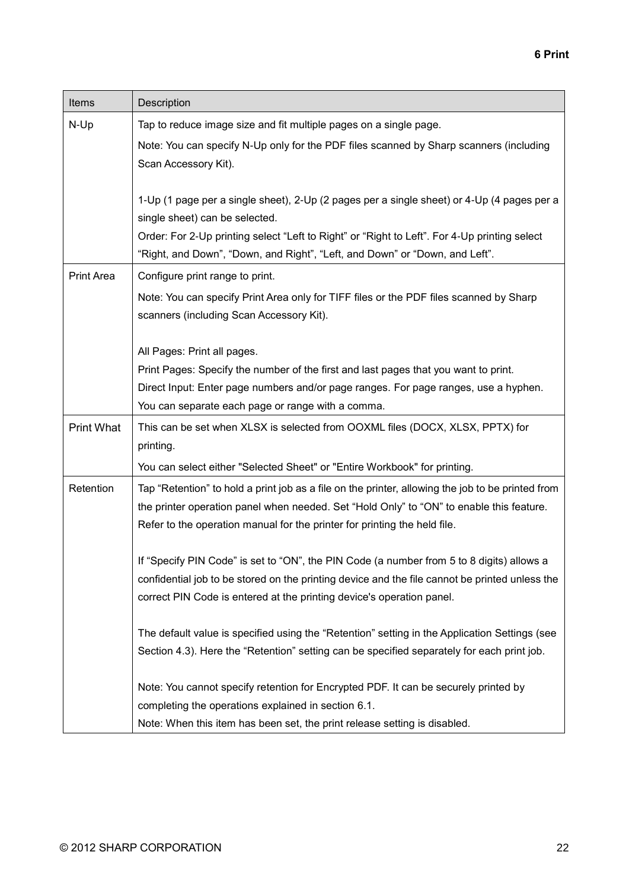| Items | Description |
|---|---|
| N-Up | Tap to reduce image size and fit multiple pages on a single page.<br>Note: You can specify N-Up only for the PDF files scanned by Sharp scanners (including Scan Accessory Kit).<br><br>1-Up (1 page per a single sheet), 2-Up (2 pages per a single sheet) or 4-Up (4 pages per a single sheet) can be selected.<br>Order: For 2-Up printing select “Left to Right” or “Right to Left”. For 4-Up printing select “Right, and Down”, “Down, and Right”, “Left, and Down” or “Down, and Left”. |
| Print Area | Configure print range to print.<br>Note: You can specify Print Area only for TIFF files or the PDF files scanned by Sharp scanners (including Scan Accessory Kit).<br><br>All Pages: Print all pages.<br>Print Pages: Specify the number of the first and last pages that you want to print.<br>Direct Input: Enter page numbers and/or page ranges. For page ranges, use a hyphen. You can separate each page or range with a comma. |
| Print What | This can be set when XLSX is selected from OOXML files (DOCX, XLSX, PPTX) for printing.<br>You can select either "Selected Sheet" or "Entire Workbook" for printing. |
| Retention | Tap “Retention” to hold a print job as a file on the printer, allowing the job to be printed from the printer operation panel when needed. Set “Hold Only” to “ON” to enable this feature. Refer to the operation manual for the printer for printing the held file.<br><br>If “Specify PIN Code” is set to “ON”, the PIN Code (a number from 5 to 8 digits) allows a confidential job to be stored on the printing device and the file cannot be printed unless the correct PIN Code is entered at the printing device's operation panel.<br><br>The default value is specified using the “Retention” setting in the Application Settings (see Section 4.3). Here the “Retention” setting can be specified separately for each print job.<br><br>Note: You cannot specify retention for Encrypted PDF. It can be securely printed by completing the operations explained in section 6.1.<br>Note: When this item has been set, the print release setting is disabled. |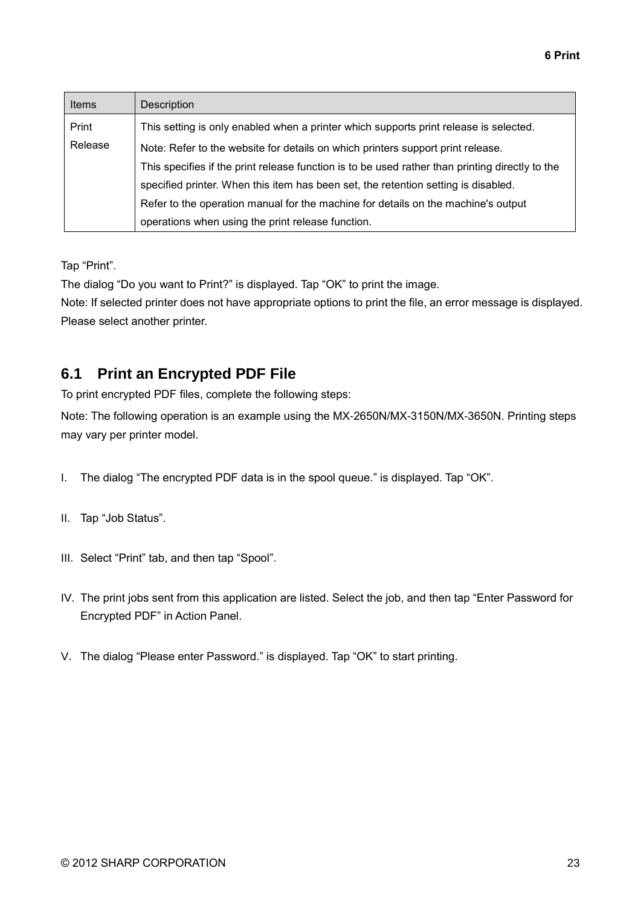| Items | Description |
| --- | --- |
| Print Release | This setting is only enabled when a printer which supports print release is selected.<br>Note: Refer to the website for details on which printers support print release.<br>This specifies if the print release function is to be used rather than printing directly to the specified printer. When this item has been set, the retention setting is disabled.<br>Refer to the operation manual for the machine for details on the machine's output operations when using the print release function. |

Tap “Print”.

The dialog “Do you want to Print?” is displayed. Tap “OK” to print the image.

Note: If selected printer does not have appropriate options to print the file, an error message is displayed. Please select another printer.

## 6.1 Print an Encrypted PDF File

To print encrypted PDF files, complete the following steps:

Note: The following operation is an example using the MX-2650N/MX-3150N/MX-3650N. Printing steps may vary per printer model.

I. The dialog “The encrypted PDF data is in the spool queue.” is displayed. Tap “OK”.

II. Tap “Job Status”.

III. Select “Print” tab, and then tap “Spool”.

IV. The print jobs sent from this application are listed. Select the job, and then tap “Enter Password for Encrypted PDF” in Action Panel.

V. The dialog “Please enter Password.” is displayed. Tap “OK” to start printing.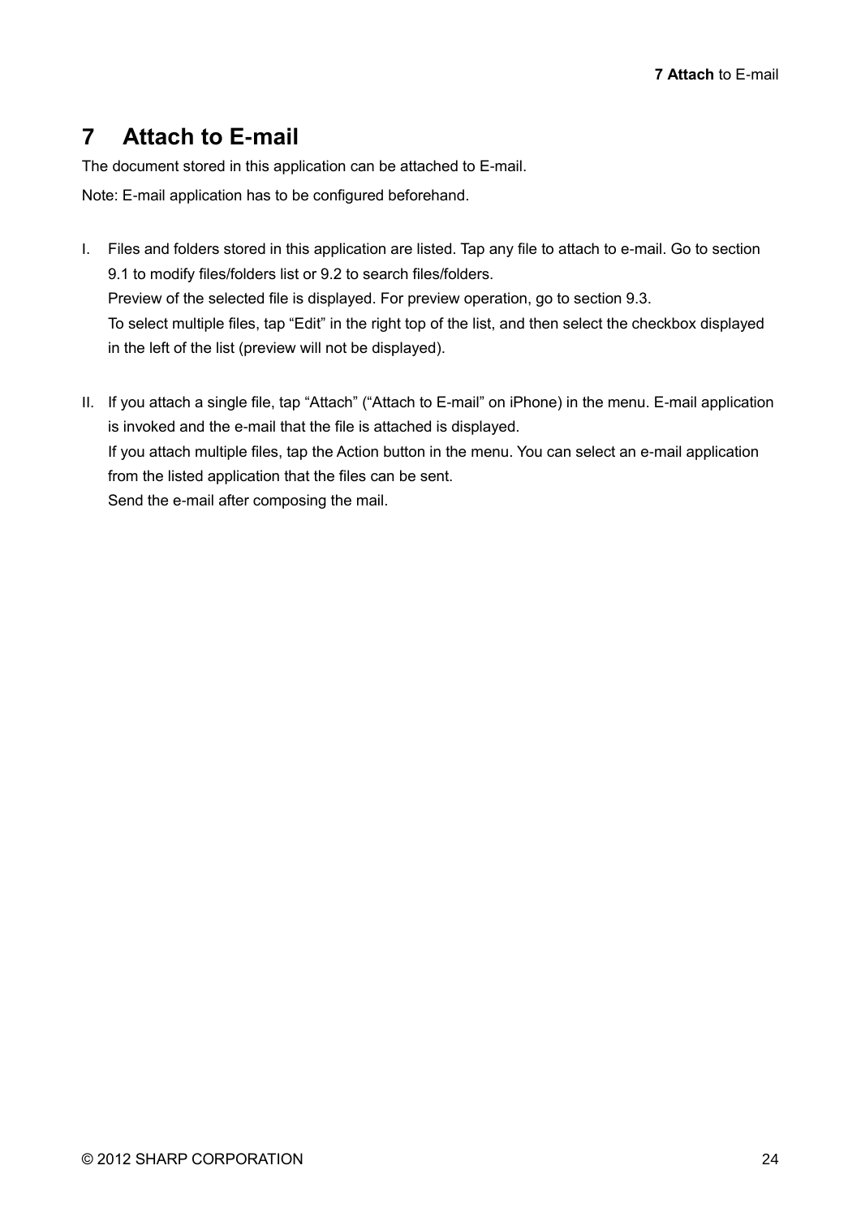# 7 Attach to E-mail

The document stored in this application can be attached to E-mail.

Note: E-mail application has to be configured beforehand.

I. Files and folders stored in this application are listed. Tap any file to attach to e-mail. Go to section 9.1 to modify files/folders list or 9.2 to search files/folders.
   Preview of the selected file is displayed. For preview operation, go to section 9.3.
   To select multiple files, tap “Edit” in the right top of the list, and then select the checkbox displayed in the left of the list (preview will not be displayed).

II. If you attach a single file, tap “Attach” (“Attach to E-mail” on iPhone) in the menu. E-mail application is invoked and the e-mail that the file is attached is displayed.
   If you attach multiple files, tap the Action button in the menu. You can select an e-mail application from the listed application that the files can be sent.
   Send the e-mail after composing the mail.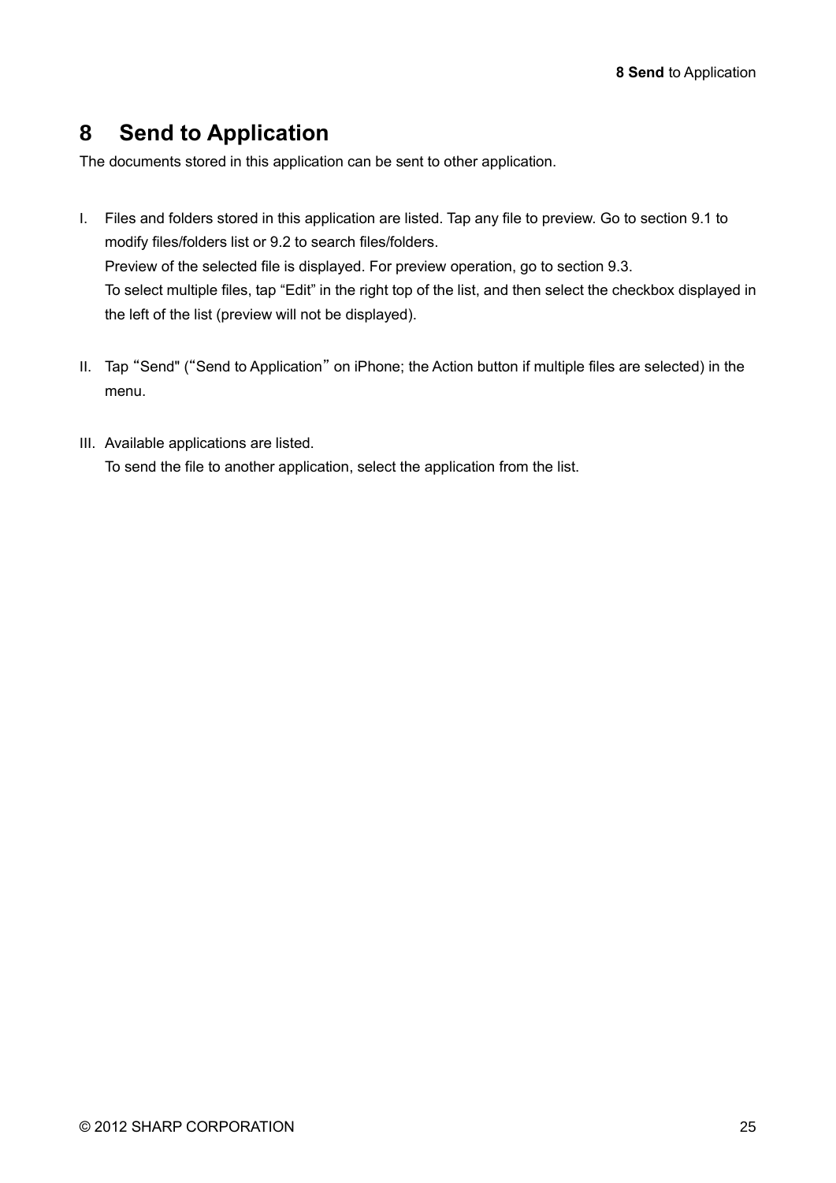# 8 Send to Application

The documents stored in this application can be sent to other application.

I. Files and folders stored in this application are listed. Tap any file to preview. Go to section 9.1 to modify files/folders list or 9.2 to search files/folders.
   Preview of the selected file is displayed. For preview operation, go to section 9.3.
   To select multiple files, tap “Edit” in the right top of the list, and then select the checkbox displayed in the left of the list (preview will not be displayed).

II. Tap“Send" (“Send to Application”on iPhone; the Action button if multiple files are selected) in the menu.

III. Available applications are listed.
   To send the file to another application, select the application from the list.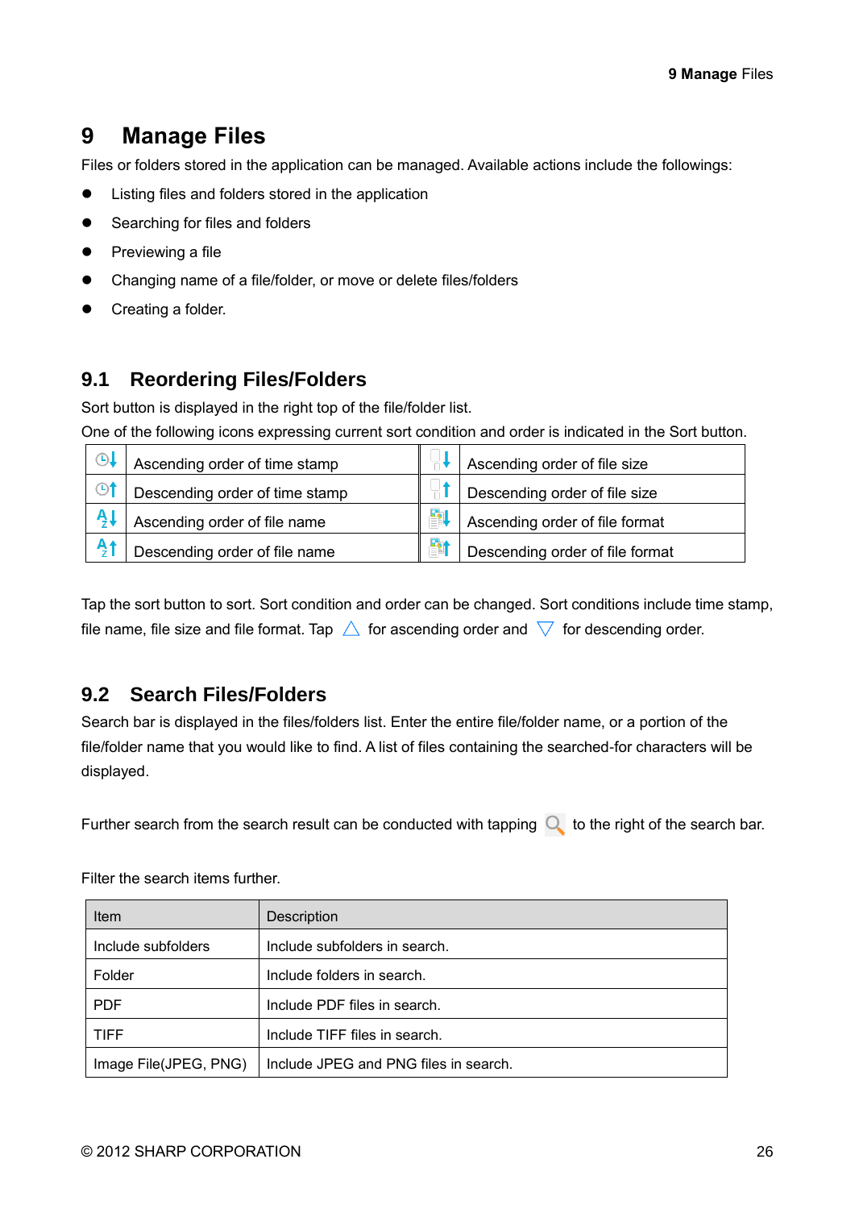# 9 Manage Files

Files or folders stored in the application can be managed. Available actions include the followings:

- Listing files and folders stored in the application
- Searching for files and folders
- Previewing a file
- Changing name of a file/folder, or move or delete files/folders
- Creating a folder.

## 9.1 Reordering Files/Folders

Sort button is displayed in the right top of the file/folder list.

One of the following icons expressing current sort condition and order is indicated in the Sort button.

| | | | |
|---|---|---|---|
| | Ascending order of time stamp | | Ascending order of file size |
| | Descending order of time stamp | | Descending order of file size |
| | Ascending order of file name | | Ascending order of file format |
| | Descending order of file name | | Descending order of file format |

Tap the sort button to sort. Sort condition and order can be changed. Sort conditions include time stamp, file name, file size and file format. Tap △ for ascending order and ▽ for descending order.

## 9.2 Search Files/Folders

Search bar is displayed in the files/folders list. Enter the entire file/folder name, or a portion of the file/folder name that you would like to find. A list of files containing the searched-for characters will be displayed.

Further search from the search result can be conducted with tapping  to the right of the search bar.

Filter the search items further.

| Item | Description |
|---|---|
| Include subfolders | Include subfolders in search. |
| Folder | Include folders in search. |
| PDF | Include PDF files in search. |
| TIFF | Include TIFF files in search. |
| Image File(JPEG, PNG) | Include JPEG and PNG files in search. |

© 2012 SHARP CORPORATION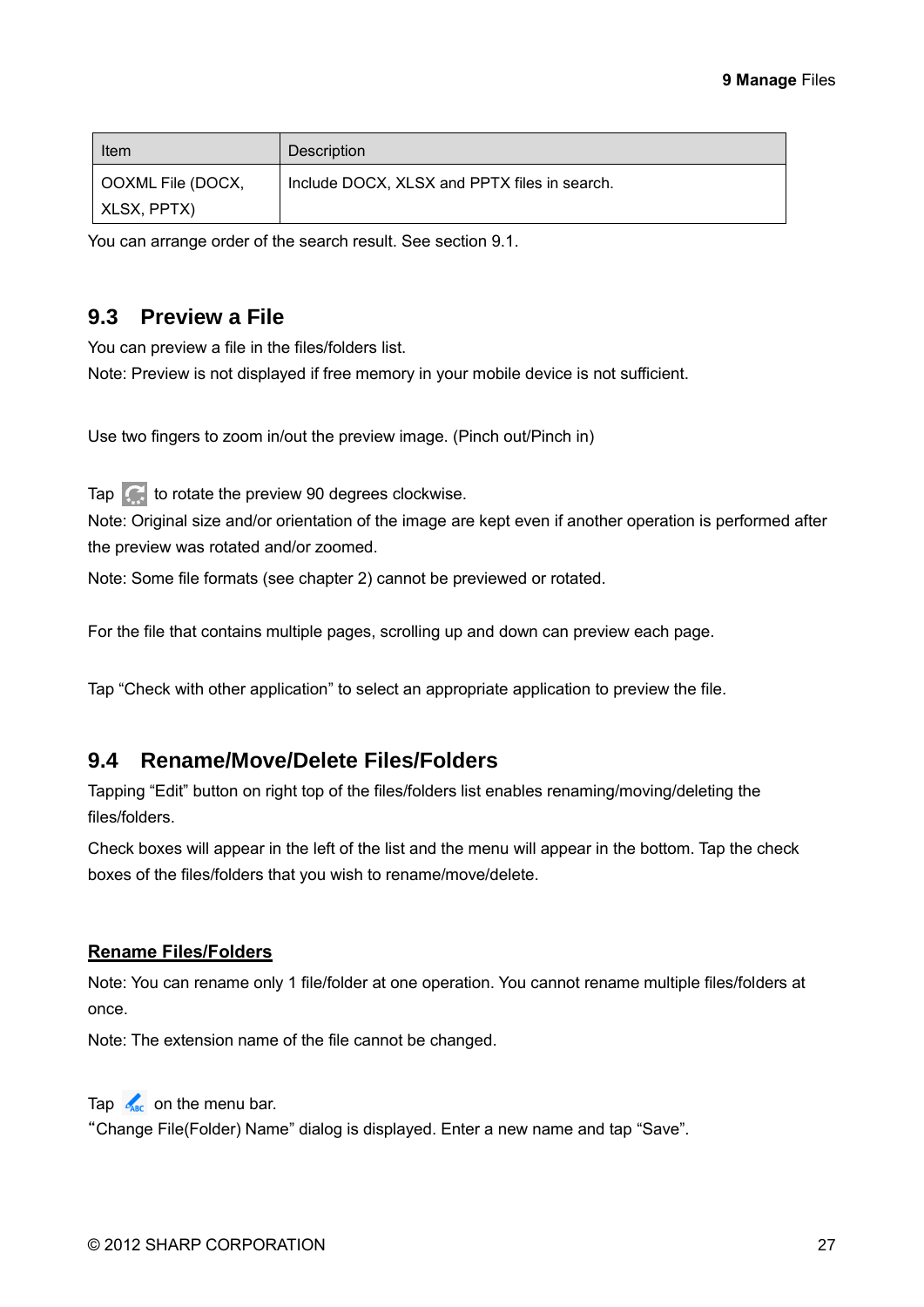| Item | Description |
| --- | --- |
| OOXML File (DOCX, XLSX, PPTX) | Include DOCX, XLSX and PPTX files in search. |

You can arrange order of the search result. See section 9.1.

## 9.3 Preview a File

You can preview a file in the files/folders list.

Note: Preview is not displayed if free memory in your mobile device is not sufficient.

Use two fingers to zoom in/out the preview image. (Pinch out/Pinch in)

Tap  to rotate the preview 90 degrees clockwise.

Note: Original size and/or orientation of the image are kept even if another operation is performed after the preview was rotated and/or zoomed.

Note: Some file formats (see chapter 2) cannot be previewed or rotated.

For the file that contains multiple pages, scrolling up and down can preview each page.

Tap “Check with other application” to select an appropriate application to preview the file.

## 9.4 Rename/Move/Delete Files/Folders

Tapping “Edit” button on right top of the files/folders list enables renaming/moving/deleting the files/folders.

Check boxes will appear in the left of the list and the menu will appear in the bottom. Tap the check boxes of the files/folders that you wish to rename/move/delete.

**Rename Files/Folders**

Note: You can rename only 1 file/folder at one operation. You cannot rename multiple files/folders at once.

Note: The extension name of the file cannot be changed.

Tap  on the menu bar.

“Change File(Folder) Name” dialog is displayed. Enter a new name and tap “Save”.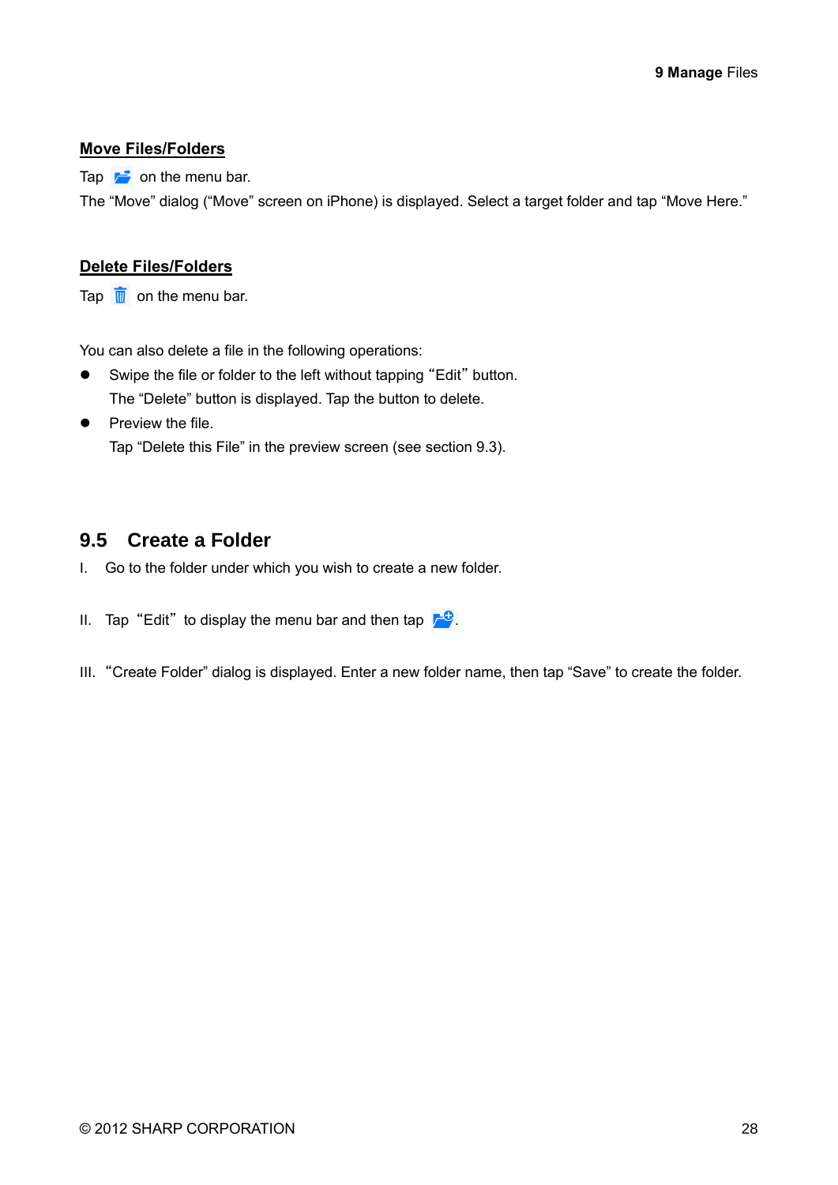**Move Files/Folders**

Tap on the menu bar.

The “Move” dialog (“Move” screen on iPhone) is displayed. Select a target folder and tap “Move Here.”

**Delete Files/Folders**

Tap on the menu bar.

You can also delete a file in the following operations:

- Swipe the file or folder to the left without tapping “Edit” button.
  The “Delete” button is displayed. Tap the button to delete.
- Preview the file.
  Tap “Delete this File” in the preview screen (see section 9.3).

## 9.5 Create a Folder

I. Go to the folder under which you wish to create a new folder.

II. Tap “Edit” to display the menu bar and then tap .

III. “Create Folder” dialog is displayed. Enter a new folder name, then tap “Save” to create the folder.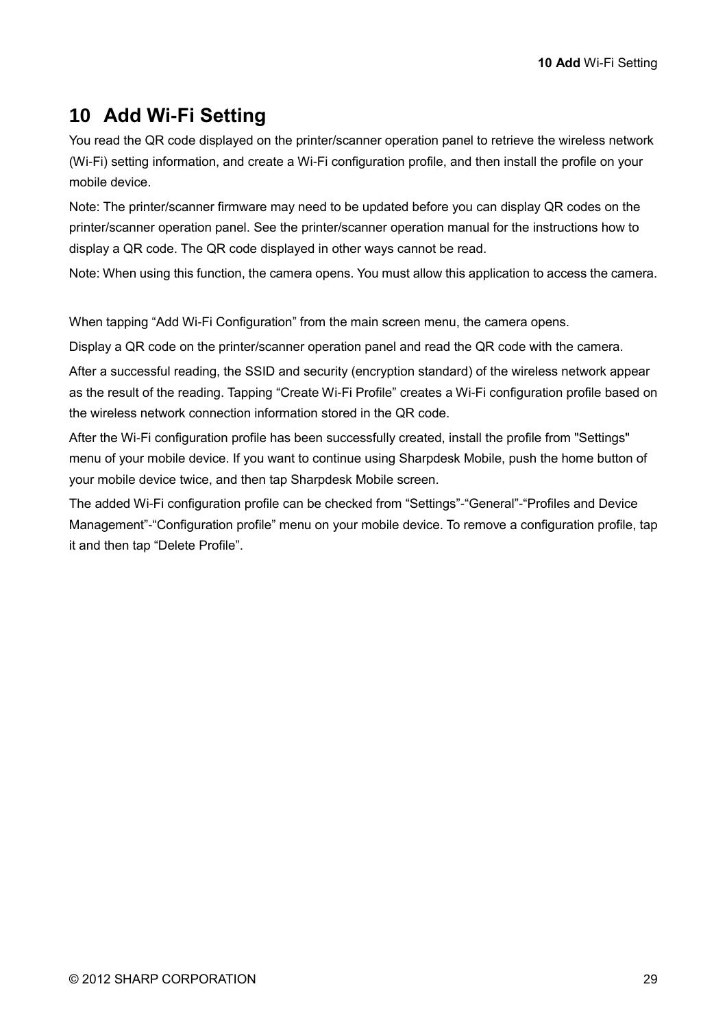# 10 Add Wi-Fi Setting

You read the QR code displayed on the printer/scanner operation panel to retrieve the wireless network (Wi-Fi) setting information, and create a Wi-Fi configuration profile, and then install the profile on your mobile device.

Note: The printer/scanner firmware may need to be updated before you can display QR codes on the printer/scanner operation panel. See the printer/scanner operation manual for the instructions how to display a QR code. The QR code displayed in other ways cannot be read.

Note: When using this function, the camera opens. You must allow this application to access the camera.

When tapping “Add Wi-Fi Configuration” from the main screen menu, the camera opens.

Display a QR code on the printer/scanner operation panel and read the QR code with the camera.

After a successful reading, the SSID and security (encryption standard) of the wireless network appear as the result of the reading. Tapping “Create Wi-Fi Profile” creates a Wi-Fi configuration profile based on the wireless network connection information stored in the QR code.

After the Wi-Fi configuration profile has been successfully created, install the profile from "Settings" menu of your mobile device. If you want to continue using Sharpdesk Mobile, push the home button of your mobile device twice, and then tap Sharpdesk Mobile screen.

The added Wi-Fi configuration profile can be checked from “Settings”-“General”-“Profiles and Device Management”-“Configuration profile” menu on your mobile device. To remove a configuration profile, tap it and then tap “Delete Profile”.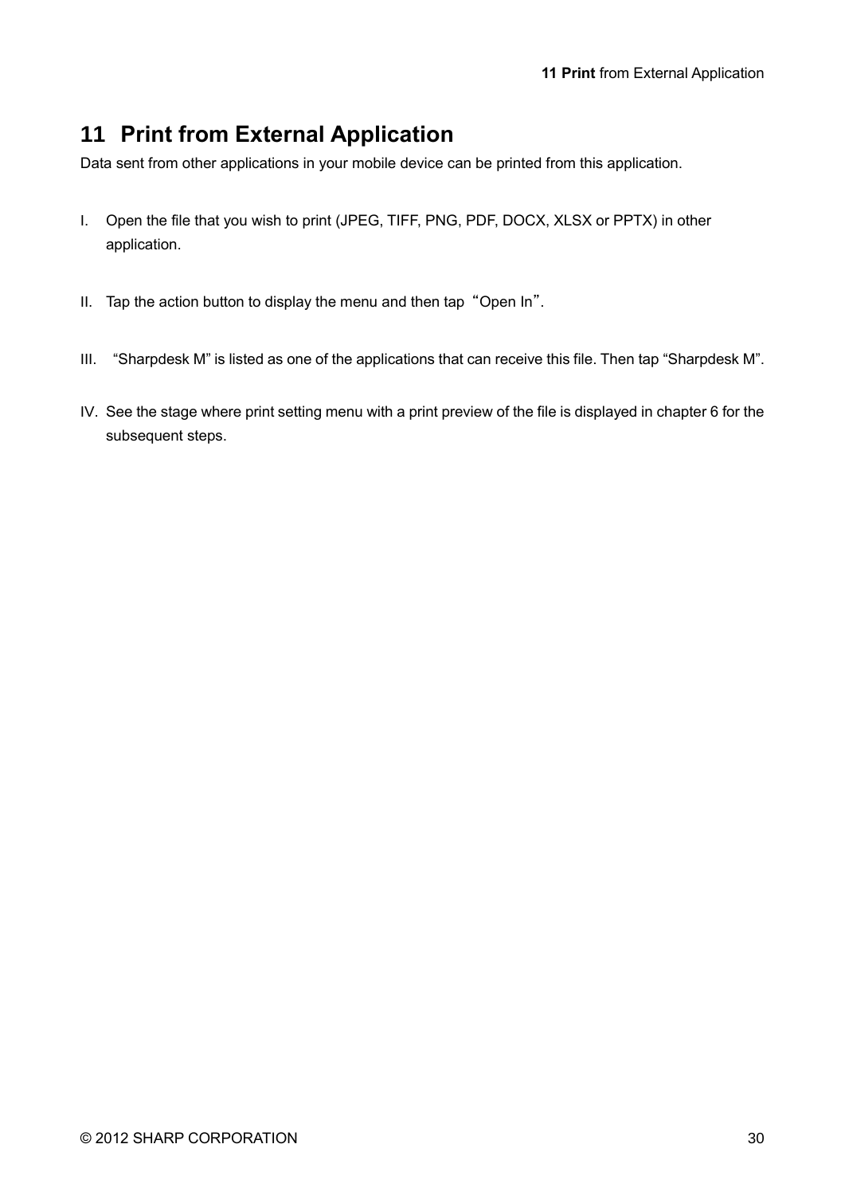# 11 Print from External Application

Data sent from other applications in your mobile device can be printed from this application.

I. Open the file that you wish to print (JPEG, TIFF, PNG, PDF, DOCX, XLSX or PPTX) in other application.

II. Tap the action button to display the menu and then tap "Open In".

III. "Sharpdesk M" is listed as one of the applications that can receive this file. Then tap "Sharpdesk M".

IV. See the stage where print setting menu with a print preview of the file is displayed in chapter 6 for the subsequent steps.

© 2012 SHARP CORPORATION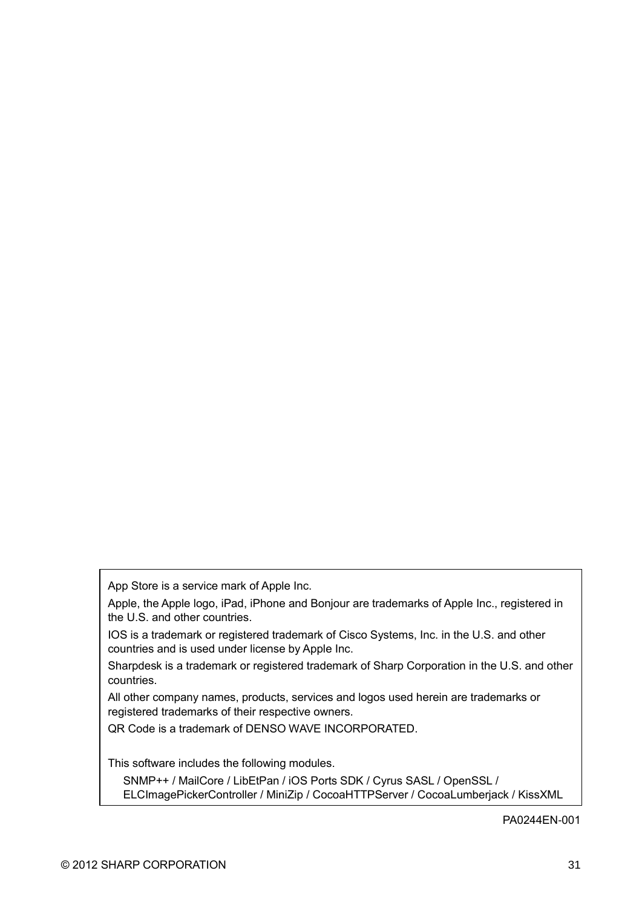App Store is a service mark of Apple Inc.

Apple, the Apple logo, iPad, iPhone and Bonjour are trademarks of Apple Inc., registered in the U.S. and other countries.

IOS is a trademark or registered trademark of Cisco Systems, Inc. in the U.S. and other countries and is used under license by Apple Inc.

Sharpdesk is a trademark or registered trademark of Sharp Corporation in the U.S. and other countries.

All other company names, products, services and logos used herein are trademarks or registered trademarks of their respective owners.

QR Code is a trademark of DENSO WAVE INCORPORATED.

This software includes the following modules.

SNMP++ / MailCore / LibEtPan / iOS Ports SDK / Cyrus SASL / OpenSSL / ELCImagePickerController / MiniZip / CocoaHTTPServer / CocoaLumberjack / KissXML

PA0244EN-001

© 2012 SHARP CORPORATION